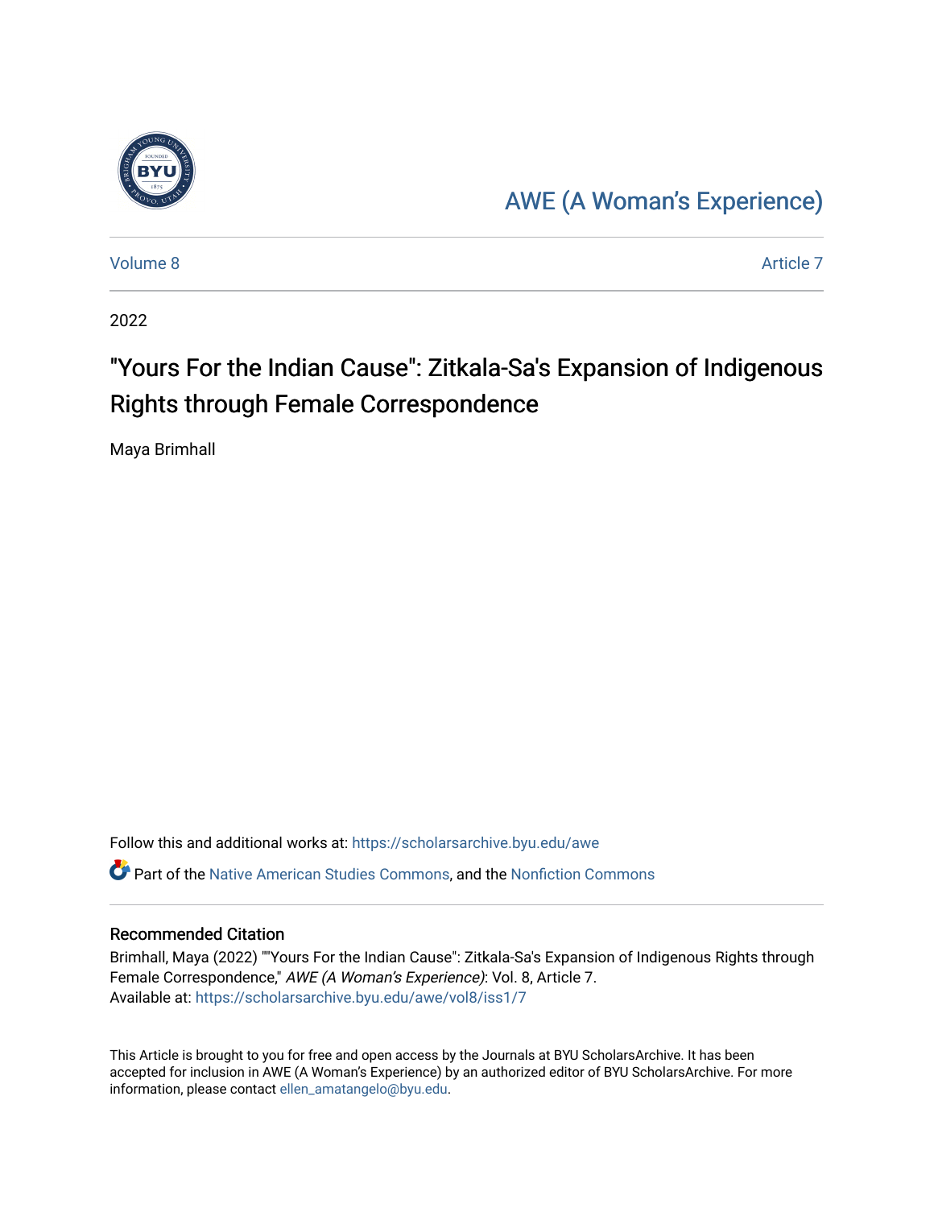AWE (A Woman's Experience)

Volume 8 Article 7

2022

# "Yours For the Indian Cause": Zitkala-Sa's Expansion of Indigenous Rights through Female Correspondence

Maya Brimhall

Follow this and additional works at: https://scholarsarchive.byu.edu/awe

Part of the Native American Studies Commons, and the Nonfiction Commons

## Recommended Citation

Brimhall, Maya (2022) ""Yours For the Indian Cause": Zitkala-Sa's Expansion of Indigenous Rights through Female Correspondence," *AWE (A Woman's Experience)*: Vol. 8, Article 7.
Available at: https://scholarsarchive.byu.edu/awe/vol8/iss1/7

This Article is brought to you for free and open access by the Journals at BYU ScholarsArchive. It has been accepted for inclusion in AWE (A Woman's Experience) by an authorized editor of BYU ScholarsArchive. For more information, please contact ellen_amatangelo@byu.edu.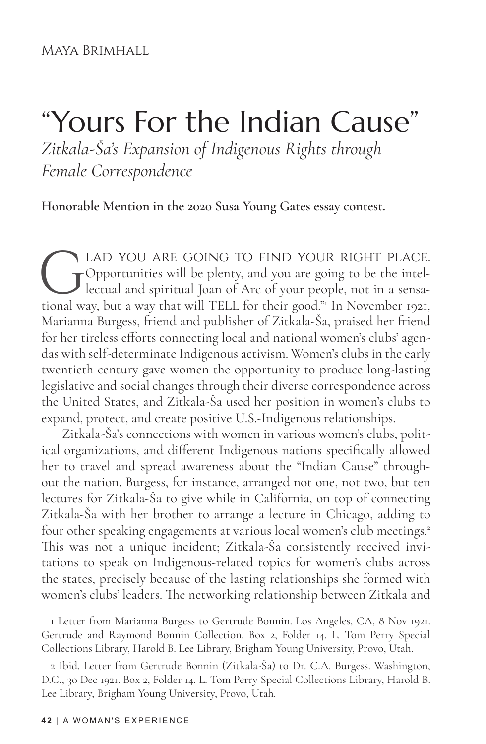Maya Brimhall

# "Yours For the Indian Cause"

*Zitkala-Ša's Expansion of Indigenous Rights through Female Correspondence*

**Honorable Mention in the 2020 Susa Young Gates essay contest.**

"Glad you are going to find your right place. Opportunities will be plenty, and you are going to be the intellectual and spiritual Joan of Arc of your people, not in a sensational way, but a way that will TELL for their good."[1] In November 1921, Marianna Burgess, friend and publisher of Zitkala-Ša, praised her friend for her tireless efforts connecting local and national women's clubs' agendas with self-determinate Indigenous activism. Women's clubs in the early twentieth century gave women the opportunity to produce long-lasting legislative and social changes through their diverse correspondence across the United States, and Zitkala-Ša used her position in women's clubs to expand, protect, and create positive U.S.-Indigenous relationships.

Zitkala-Ša's connections with women in various women's clubs, political organizations, and different Indigenous nations specifically allowed her to travel and spread awareness about the "Indian Cause" throughout the nation. Burgess, for instance, arranged not one, not two, but ten lectures for Zitkala-Ša to give while in California, on top of connecting Zitkala-Ša with her brother to arrange a lecture in Chicago, adding to four other speaking engagements at various local women's club meetings.[2] This was not a unique incident; Zitkala-Ša consistently received invitations to speak on Indigenous-related topics for women's clubs across the states, precisely because of the lasting relationships she formed with women's clubs' leaders. The networking relationship between Zitkala and

---

1 Letter from Marianna Burgess to Gertrude Bonnin. Los Angeles, CA, 8 Nov 1921. Gertrude and Raymond Bonnin Collection. Box 2, Folder 14. L. Tom Perry Special Collections Library, Harold B. Lee Library, Brigham Young University, Provo, Utah.

2 Ibid. Letter from Gertrude Bonnin (Zitkala-Ša) to Dr. C.A. Burgess. Washington, D.C., 30 Dec 1921. Box 2, Folder 14. L. Tom Perry Special Collections Library, Harold B. Lee Library, Brigham Young University, Provo, Utah.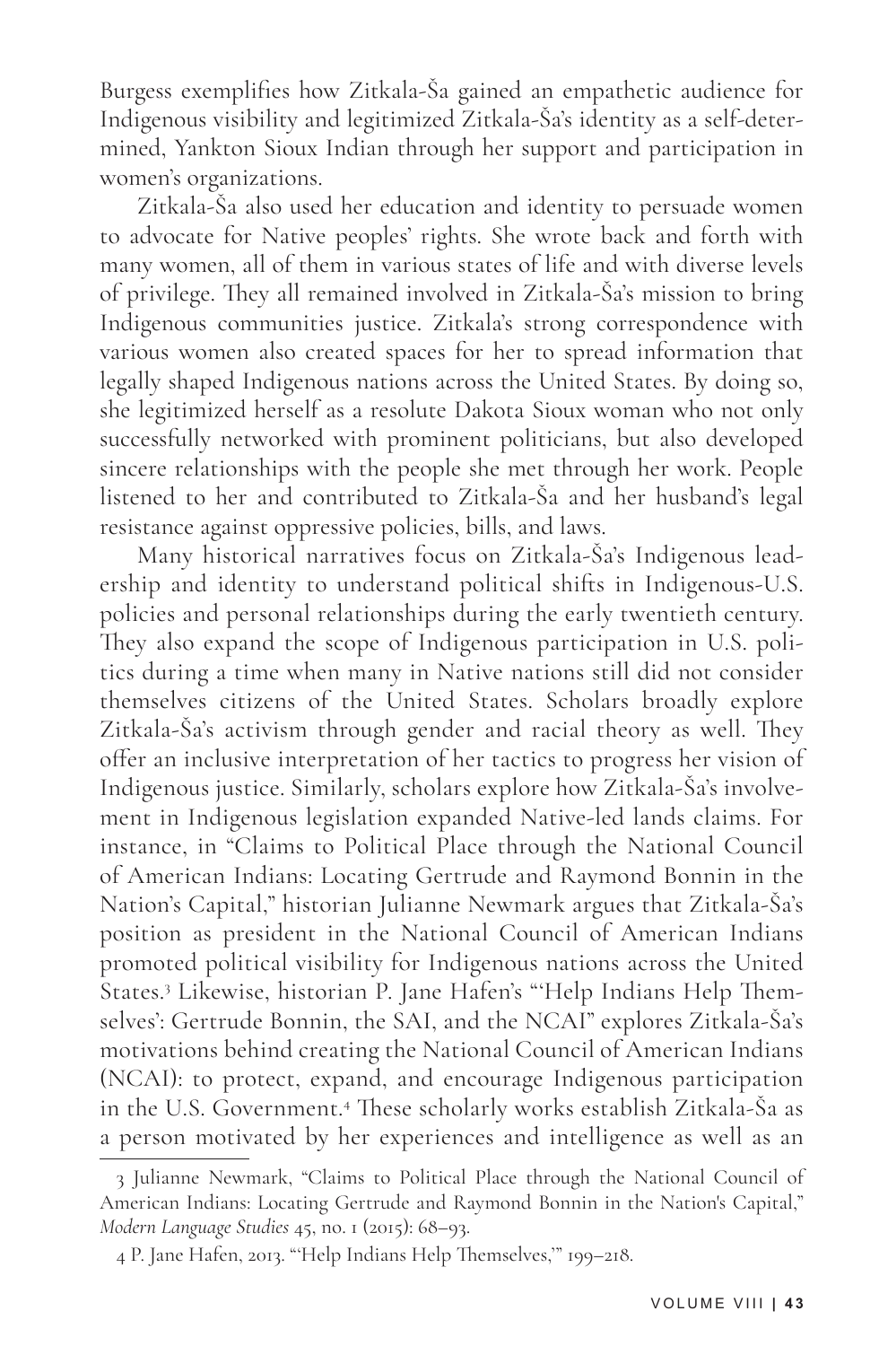Burgess exemplifies how Zitkala-Ša gained an empathetic audience for Indigenous visibility and legitimized Zitkala-Ša's identity as a self-determined, Yankton Sioux Indian through her support and participation in women's organizations.

Zitkala-Ša also used her education and identity to persuade women to advocate for Native peoples' rights. She wrote back and forth with many women, all of them in various states of life and with diverse levels of privilege. They all remained involved in Zitkala-Ša's mission to bring Indigenous communities justice. Zitkala's strong correspondence with various women also created spaces for her to spread information that legally shaped Indigenous nations across the United States. By doing so, she legitimized herself as a resolute Dakota Sioux woman who not only successfully networked with prominent politicians, but also developed sincere relationships with the people she met through her work. People listened to her and contributed to Zitkala-Ša and her husband's legal resistance against oppressive policies, bills, and laws.

Many historical narratives focus on Zitkala-Ša's Indigenous leadership and identity to understand political shifts in Indigenous-U.S. policies and personal relationships during the early twentieth century. They also expand the scope of Indigenous participation in U.S. politics during a time when many in Native nations still did not consider themselves citizens of the United States. Scholars broadly explore Zitkala-Ša's activism through gender and racial theory as well. They offer an inclusive interpretation of her tactics to progress her vision of Indigenous justice. Similarly, scholars explore how Zitkala-Ša's involvement in Indigenous legislation expanded Native-led lands claims. For instance, in "Claims to Political Place through the National Council of American Indians: Locating Gertrude and Raymond Bonnin in the Nation's Capital," historian Julianne Newmark argues that Zitkala-Ša's position as president in the National Council of American Indians promoted political visibility for Indigenous nations across the United States.[3] Likewise, historian P. Jane Hafen's "'Help Indians Help Themselves': Gertrude Bonnin, the SAI, and the NCAI" explores Zitkala-Ša's motivations behind creating the National Council of American Indians (NCAI): to protect, expand, and encourage Indigenous participation in the U.S. Government.[4] These scholarly works establish Zitkala-Ša as a person motivated by her experiences and intelligence as well as an

3 Julianne Newmark, "Claims to Political Place through the National Council of American Indians: Locating Gertrude and Raymond Bonnin in the Nation's Capital," *Modern Language Studies* 45, no. 1 (2015): 68–93.

4 P. Jane Hafen, 2013. "'Help Indians Help Themselves,'" 199–218.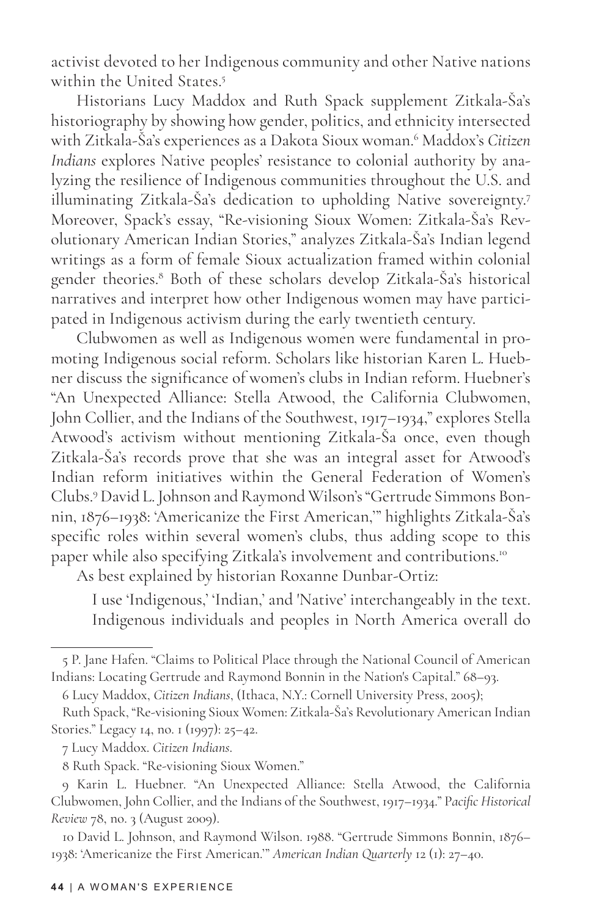activist devoted to her Indigenous community and other Native nations within the United States.[5]

Historians Lucy Maddox and Ruth Spack supplement Zitkala-Ša's historiography by showing how gender, politics, and ethnicity intersected with Zitkala-Ša's experiences as a Dakota Sioux woman.[6] Maddox's *Citizen Indians* explores Native peoples' resistance to colonial authority by analyzing the resilience of Indigenous communities throughout the U.S. and illuminating Zitkala-Ša's dedication to upholding Native sovereignty.[7] Moreover, Spack's essay, "Re-visioning Sioux Women: Zitkala-Ša's Revolutionary American Indian Stories," analyzes Zitkala-Ša's Indian legend writings as a form of female Sioux actualization framed within colonial gender theories.[8] Both of these scholars develop Zitkala-Ša's historical narratives and interpret how other Indigenous women may have participated in Indigenous activism during the early twentieth century.

Clubwomen as well as Indigenous women were fundamental in promoting Indigenous social reform. Scholars like historian Karen L. Huebner discuss the significance of women's clubs in Indian reform. Huebner's "An Unexpected Alliance: Stella Atwood, the California Clubwomen, John Collier, and the Indians of the Southwest, 1917–1934," explores Stella Atwood's activism without mentioning Zitkala-Ša once, even though Zitkala-Ša's records prove that she was an integral asset for Atwood's Indian reform initiatives within the General Federation of Women's Clubs.[9] David L. Johnson and Raymond Wilson's "Gertrude Simmons Bonnin, 1876–1938: 'Americanize the First American,'" highlights Zitkala-Ša's specific roles within several women's clubs, thus adding scope to this paper while also specifying Zitkala's involvement and contributions.[10]

As best explained by historian Roxanne Dunbar-Ortiz:

> I use 'Indigenous,' 'Indian,' and 'Native' interchangeably in the text. Indigenous individuals and peoples in North America overall do

---

5 P. Jane Hafen. "Claims to Political Place through the National Council of American Indians: Locating Gertrude and Raymond Bonnin in the Nation's Capital." 68–93.

6 Lucy Maddox, *Citizen Indians*, (Ithaca, N.Y.: Cornell University Press, 2005);

Ruth Spack, "Re-visioning Sioux Women: Zitkala-Ša's Revolutionary American Indian Stories." Legacy 14, no. 1 (1997): 25–42.

7 Lucy Maddox. *Citizen Indians*.

8 Ruth Spack. "Re-visioning Sioux Women."

9 Karin L. Huebner. "An Unexpected Alliance: Stella Atwood, the California Clubwomen, John Collier, and the Indians of the Southwest, 1917–1934." *Pacific Historical Review* 78, no. 3 (August 2009).

10 David L. Johnson, and Raymond Wilson. 1988. "Gertrude Simmons Bonnin, 1876–1938: 'Americanize the First American.'" *American Indian Quarterly* 12 (1): 27–40.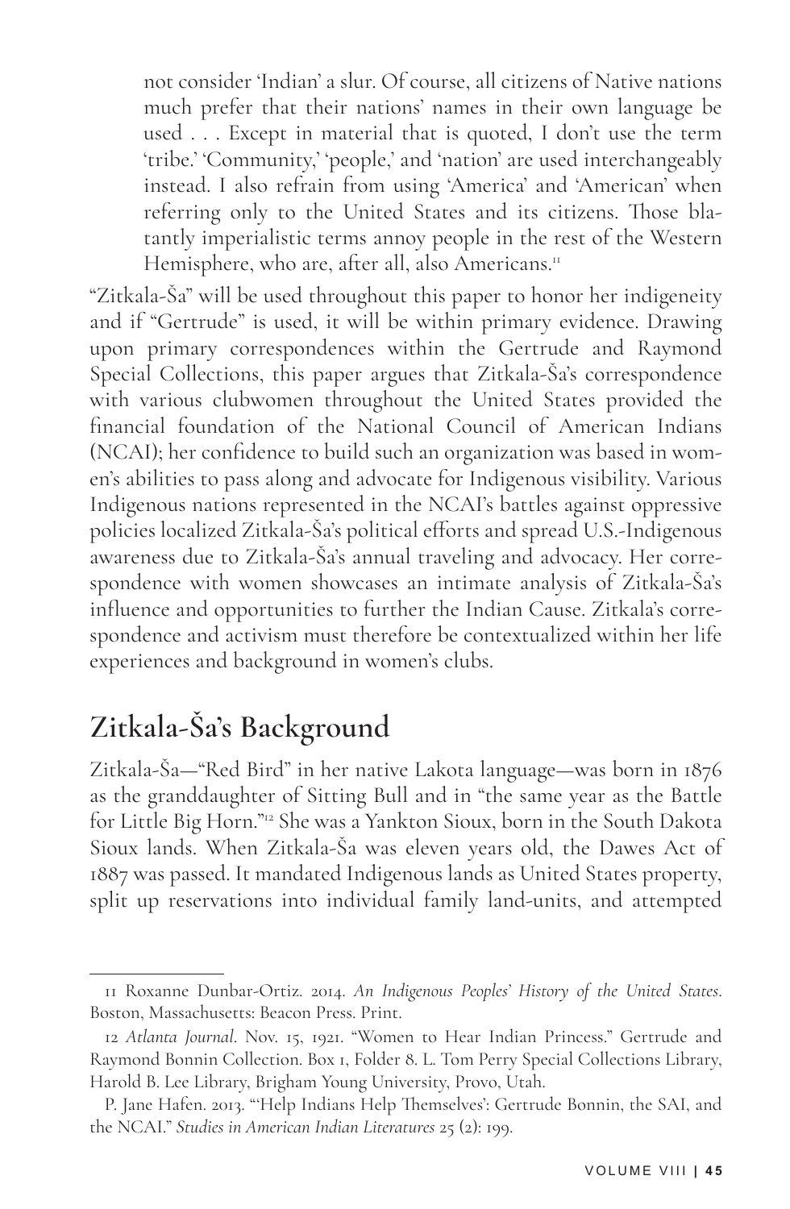> not consider 'Indian' a slur. Of course, all citizens of Native nations much prefer that their nations' names in their own language be used . . . Except in material that is quoted, I don't use the term 'tribe.' 'Community,' 'people,' and 'nation' are used interchangeably instead. I also refrain from using 'America' and 'American' when referring only to the United States and its citizens. Those blatantly imperialistic terms annoy people in the rest of the Western Hemisphere, who are, after all, also Americans.[11]

"Zitkala-Ša" will be used throughout this paper to honor her indigeneity and if "Gertrude" is used, it will be within primary evidence. Drawing upon primary correspondences within the Gertrude and Raymond Special Collections, this paper argues that Zitkala-Ša's correspondence with various clubwomen throughout the United States provided the financial foundation of the National Council of American Indians (NCAI); her confidence to build such an organization was based in women's abilities to pass along and advocate for Indigenous visibility. Various Indigenous nations represented in the NCAI's battles against oppressive policies localized Zitkala-Ša's political efforts and spread U.S.-Indigenous awareness due to Zitkala-Ša's annual traveling and advocacy. Her correspondence with women showcases an intimate analysis of Zitkala-Ša's influence and opportunities to further the Indian Cause. Zitkala's correspondence and activism must therefore be contextualized within her life experiences and background in women's clubs.

## Zitkala-Ša's Background

Zitkala-Ša—"Red Bird" in her native Lakota language—was born in 1876 as the granddaughter of Sitting Bull and in "the same year as the Battle for Little Big Horn."[12] She was a Yankton Sioux, born in the South Dakota Sioux lands. When Zitkala-Ša was eleven years old, the Dawes Act of 1887 was passed. It mandated Indigenous lands as United States property, split up reservations into individual family land-units, and attempted

---

11 Roxanne Dunbar-Ortiz. 2014. *An Indigenous Peoples' History of the United States*. Boston, Massachusetts: Beacon Press. Print.

12 *Atlanta Journal*. Nov. 15, 1921. "Women to Hear Indian Princess." Gertrude and Raymond Bonnin Collection. Box 1, Folder 8. L. Tom Perry Special Collections Library, Harold B. Lee Library, Brigham Young University, Provo, Utah.

P. Jane Hafen. 2013. "'Help Indians Help Themselves': Gertrude Bonnin, the SAI, and the NCAI." *Studies in American Indian Literatures* 25 (2): 199.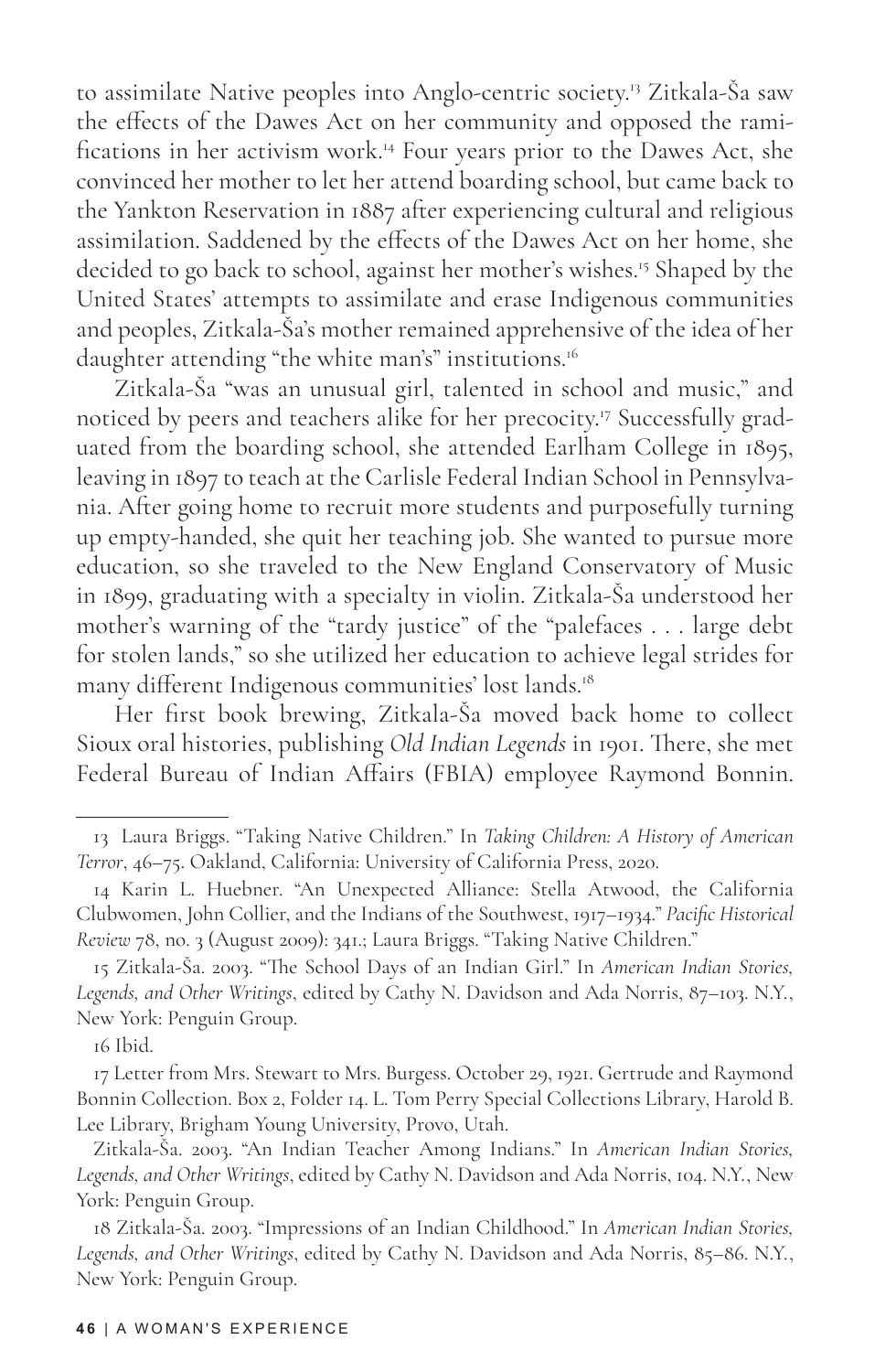to assimilate Native peoples into Anglo-centric society.[13] Zitkala-Ša saw the effects of the Dawes Act on her community and opposed the ramifications in her activism work.[14] Four years prior to the Dawes Act, she convinced her mother to let her attend boarding school, but came back to the Yankton Reservation in 1887 after experiencing cultural and religious assimilation. Saddened by the effects of the Dawes Act on her home, she decided to go back to school, against her mother's wishes.[15] Shaped by the United States' attempts to assimilate and erase Indigenous communities and peoples, Zitkala-Ša's mother remained apprehensive of the idea of her daughter attending "the white man's" institutions.[16]

Zitkala-Ša "was an unusual girl, talented in school and music," and noticed by peers and teachers alike for her precocity.[17] Successfully graduated from the boarding school, she attended Earlham College in 1895, leaving in 1897 to teach at the Carlisle Federal Indian School in Pennsylvania. After going home to recruit more students and purposefully turning up empty-handed, she quit her teaching job. She wanted to pursue more education, so she traveled to the New England Conservatory of Music in 1899, graduating with a specialty in violin. Zitkala-Ša understood her mother's warning of the "tardy justice" of the "palefaces . . . large debt for stolen lands," so she utilized her education to achieve legal strides for many different Indigenous communities' lost lands.[18]

Her first book brewing, Zitkala-Ša moved back home to collect Sioux oral histories, publishing *Old Indian Legends* in 1901. There, she met Federal Bureau of Indian Affairs (FBIA) employee Raymond Bonnin.

---

13 Laura Briggs. "Taking Native Children." In *Taking Children: A History of American Terror*, 46–75. Oakland, California: University of California Press, 2020.

14 Karin L. Huebner. "An Unexpected Alliance: Stella Atwood, the California Clubwomen, John Collier, and the Indians of the Southwest, 1917–1934." *Pacific Historical Review* 78, no. 3 (August 2009): 341.; Laura Briggs. "Taking Native Children."

15 Zitkala-Ša. 2003. "The School Days of an Indian Girl." In *American Indian Stories, Legends, and Other Writings*, edited by Cathy N. Davidson and Ada Norris, 87–103. N.Y., New York: Penguin Group.

16 Ibid.

17 Letter from Mrs. Stewart to Mrs. Burgess. October 29, 1921. Gertrude and Raymond Bonnin Collection. Box 2, Folder 14. L. Tom Perry Special Collections Library, Harold B. Lee Library, Brigham Young University, Provo, Utah.

Zitkala-Ša. 2003. "An Indian Teacher Among Indians." In *American Indian Stories, Legends, and Other Writings*, edited by Cathy N. Davidson and Ada Norris, 104. N.Y., New York: Penguin Group.

18 Zitkala-Ša. 2003. "Impressions of an Indian Childhood." In *American Indian Stories, Legends, and Other Writings*, edited by Cathy N. Davidson and Ada Norris, 85–86. N.Y., New York: Penguin Group.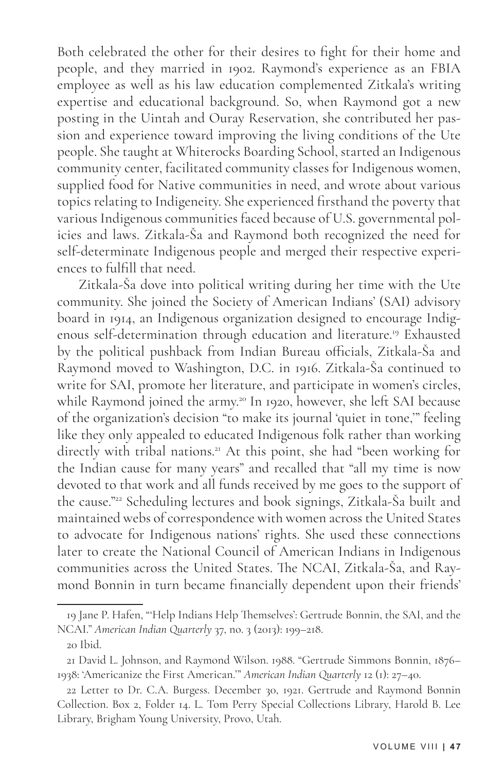Both celebrated the other for their desires to fight for their home and people, and they married in 1902. Raymond's experience as an FBIA employee as well as his law education complemented Zitkala's writing expertise and educational background. So, when Raymond got a new posting in the Uintah and Ouray Reservation, she contributed her passion and experience toward improving the living conditions of the Ute people. She taught at Whiterocks Boarding School, started an Indigenous community center, facilitated community classes for Indigenous women, supplied food for Native communities in need, and wrote about various topics relating to Indigeneity. She experienced firsthand the poverty that various Indigenous communities faced because of U.S. governmental policies and laws. Zitkala-Ša and Raymond both recognized the need for self-determinate Indigenous people and merged their respective experiences to fulfill that need.

Zitkala-Ša dove into political writing during her time with the Ute community. She joined the Society of American Indians' (SAI) advisory board in 1914, an Indigenous organization designed to encourage Indigenous self-determination through education and literature.[19] Exhausted by the political pushback from Indian Bureau officials, Zitkala-Ša and Raymond moved to Washington, D.C. in 1916. Zitkala-Ša continued to write for SAI, promote her literature, and participate in women's circles, while Raymond joined the army.[20] In 1920, however, she left SAI because of the organization's decision "to make its journal 'quiet in tone,'" feeling like they only appealed to educated Indigenous folk rather than working directly with tribal nations.[21] At this point, she had "been working for the Indian cause for many years" and recalled that "all my time is now devoted to that work and all funds received by me goes to the support of the cause."[22] Scheduling lectures and book signings, Zitkala-Ša built and maintained webs of correspondence with women across the United States to advocate for Indigenous nations' rights. She used these connections later to create the National Council of American Indians in Indigenous communities across the United States. The NCAI, Zitkala-Ša, and Raymond Bonnin in turn became financially dependent upon their friends'

---

19 Jane P. Hafen, "'Help Indians Help Themselves': Gertrude Bonnin, the SAI, and the NCAI." *American Indian Quarterly* 37, no. 3 (2013): 199–218.

20 Ibid.

21 David L. Johnson, and Raymond Wilson. 1988. "Gertrude Simmons Bonnin, 1876–1938: 'Americanize the First American.'" *American Indian Quarterly* 12 (1): 27–40.

22 Letter to Dr. C.A. Burgess. December 30, 1921. Gertrude and Raymond Bonnin Collection. Box 2, Folder 14. L. Tom Perry Special Collections Library, Harold B. Lee Library, Brigham Young University, Provo, Utah.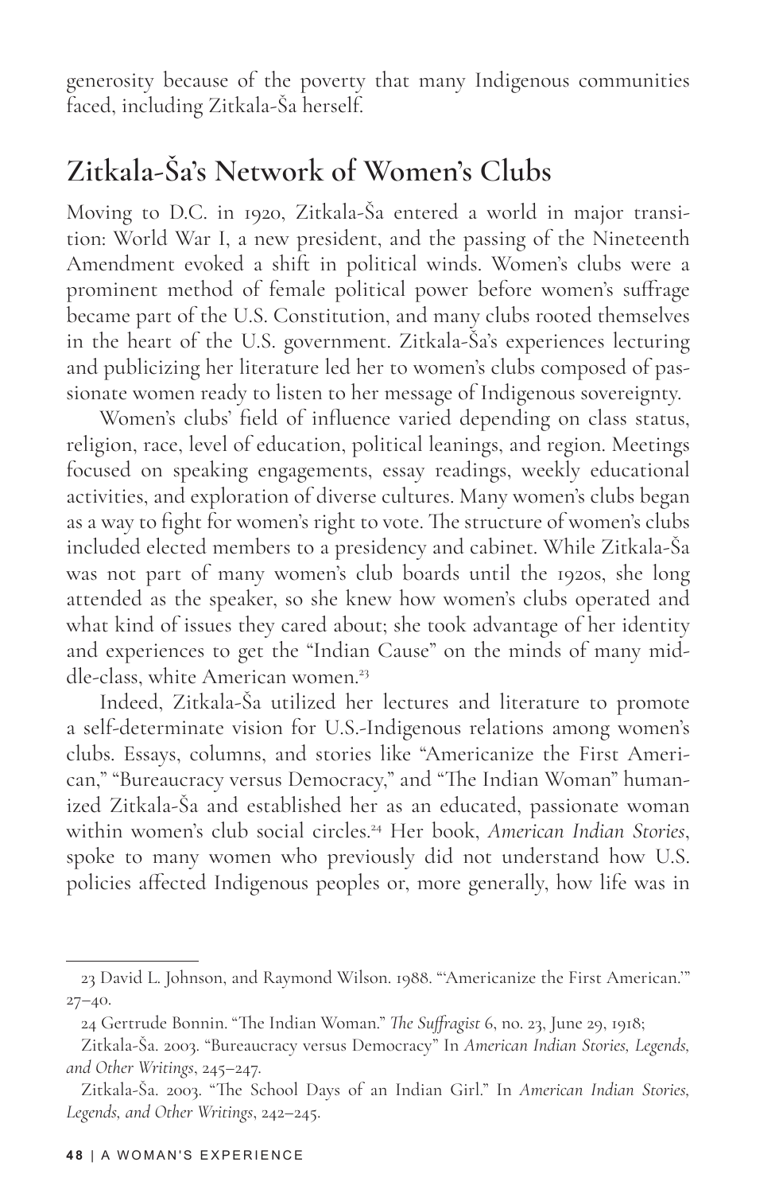generosity because of the poverty that many Indigenous communities faced, including Zitkala-Ša herself.

## Zitkala-Ša's Network of Women's Clubs

Moving to D.C. in 1920, Zitkala-Ša entered a world in major transition: World War I, a new president, and the passing of the Nineteenth Amendment evoked a shift in political winds. Women's clubs were a prominent method of female political power before women's suffrage became part of the U.S. Constitution, and many clubs rooted themselves in the heart of the U.S. government. Zitkala-Ša's experiences lecturing and publicizing her literature led her to women's clubs composed of passionate women ready to listen to her message of Indigenous sovereignty.

Women's clubs' field of influence varied depending on class status, religion, race, level of education, political leanings, and region. Meetings focused on speaking engagements, essay readings, weekly educational activities, and exploration of diverse cultures. Many women's clubs began as a way to fight for women's right to vote. The structure of women's clubs included elected members to a presidency and cabinet. While Zitkala-Ša was not part of many women's club boards until the 1920s, she long attended as the speaker, so she knew how women's clubs operated and what kind of issues they cared about; she took advantage of her identity and experiences to get the "Indian Cause" on the minds of many middle-class, white American women.[23]

Indeed, Zitkala-Ša utilized her lectures and literature to promote a self-determinate vision for U.S.-Indigenous relations among women's clubs. Essays, columns, and stories like "Americanize the First American," "Bureaucracy versus Democracy," and "The Indian Woman" humanized Zitkala-Ša and established her as an educated, passionate woman within women's club social circles.[24] Her book, *American Indian Stories*, spoke to many women who previously did not understand how U.S. policies affected Indigenous peoples or, more generally, how life was in

---

23 David L. Johnson, and Raymond Wilson. 1988. "'Americanize the First American.'" 27–40.

24 Gertrude Bonnin. "The Indian Woman." *The Suffragist* 6, no. 23, June 29, 1918;

Zitkala-Ša. 2003. "Bureaucracy versus Democracy" In *American Indian Stories, Legends, and Other Writings*, 245–247.

Zitkala-Ša. 2003. "The School Days of an Indian Girl." In *American Indian Stories, Legends, and Other Writings*, 242–245.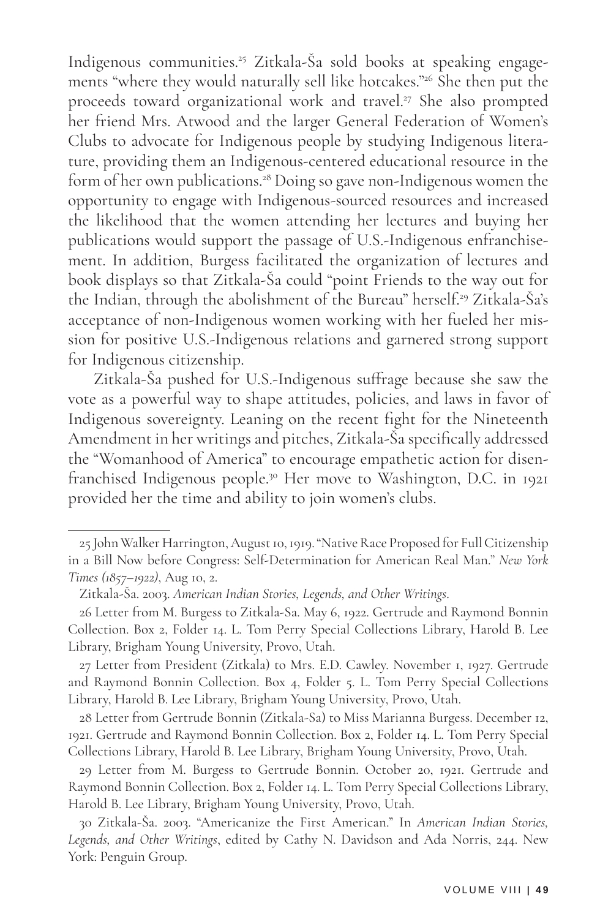Indigenous communities.[25] Zitkala-Ša sold books at speaking engagements "where they would naturally sell like hotcakes."[26] She then put the proceeds toward organizational work and travel.[27] She also prompted her friend Mrs. Atwood and the larger General Federation of Women's Clubs to advocate for Indigenous people by studying Indigenous literature, providing them an Indigenous-centered educational resource in the form of her own publications.[28] Doing so gave non-Indigenous women the opportunity to engage with Indigenous-sourced resources and increased the likelihood that the women attending her lectures and buying her publications would support the passage of U.S.-Indigenous enfranchisement. In addition, Burgess facilitated the organization of lectures and book displays so that Zitkala-Ša could "point Friends to the way out for the Indian, through the abolishment of the Bureau" herself.[29] Zitkala-Ša's acceptance of non-Indigenous women working with her fueled her mission for positive U.S.-Indigenous relations and garnered strong support for Indigenous citizenship.

Zitkala-Ša pushed for U.S.-Indigenous suffrage because she saw the vote as a powerful way to shape attitudes, policies, and laws in favor of Indigenous sovereignty. Leaning on the recent fight for the Nineteenth Amendment in her writings and pitches, Zitkala-Ša specifically addressed the "Womanhood of America" to encourage empathetic action for disenfranchised Indigenous people.[30] Her move to Washington, D.C. in 1921 provided her the time and ability to join women's clubs.

---

25 John Walker Harrington, August 10, 1919. "Native Race Proposed for Full Citizenship in a Bill Now before Congress: Self-Determination for American Real Man." *New York Times (1857–1922)*, Aug 10, 2.

Zitkala-Ša. 2003. *American Indian Stories, Legends, and Other Writings*.

26 Letter from M. Burgess to Zitkala-Sa. May 6, 1922. Gertrude and Raymond Bonnin Collection. Box 2, Folder 14. L. Tom Perry Special Collections Library, Harold B. Lee Library, Brigham Young University, Provo, Utah.

27 Letter from President (Zitkala) to Mrs. E.D. Cawley. November 1, 1927. Gertrude and Raymond Bonnin Collection. Box 4, Folder 5. L. Tom Perry Special Collections Library, Harold B. Lee Library, Brigham Young University, Provo, Utah.

28 Letter from Gertrude Bonnin (Zitkala-Sa) to Miss Marianna Burgess. December 12, 1921. Gertrude and Raymond Bonnin Collection. Box 2, Folder 14. L. Tom Perry Special Collections Library, Harold B. Lee Library, Brigham Young University, Provo, Utah.

29 Letter from M. Burgess to Gertrude Bonnin. October 20, 1921. Gertrude and Raymond Bonnin Collection. Box 2, Folder 14. L. Tom Perry Special Collections Library, Harold B. Lee Library, Brigham Young University, Provo, Utah.

30 Zitkala-Ša. 2003. "Americanize the First American." In *American Indian Stories, Legends, and Other Writings*, edited by Cathy N. Davidson and Ada Norris, 244. New York: Penguin Group.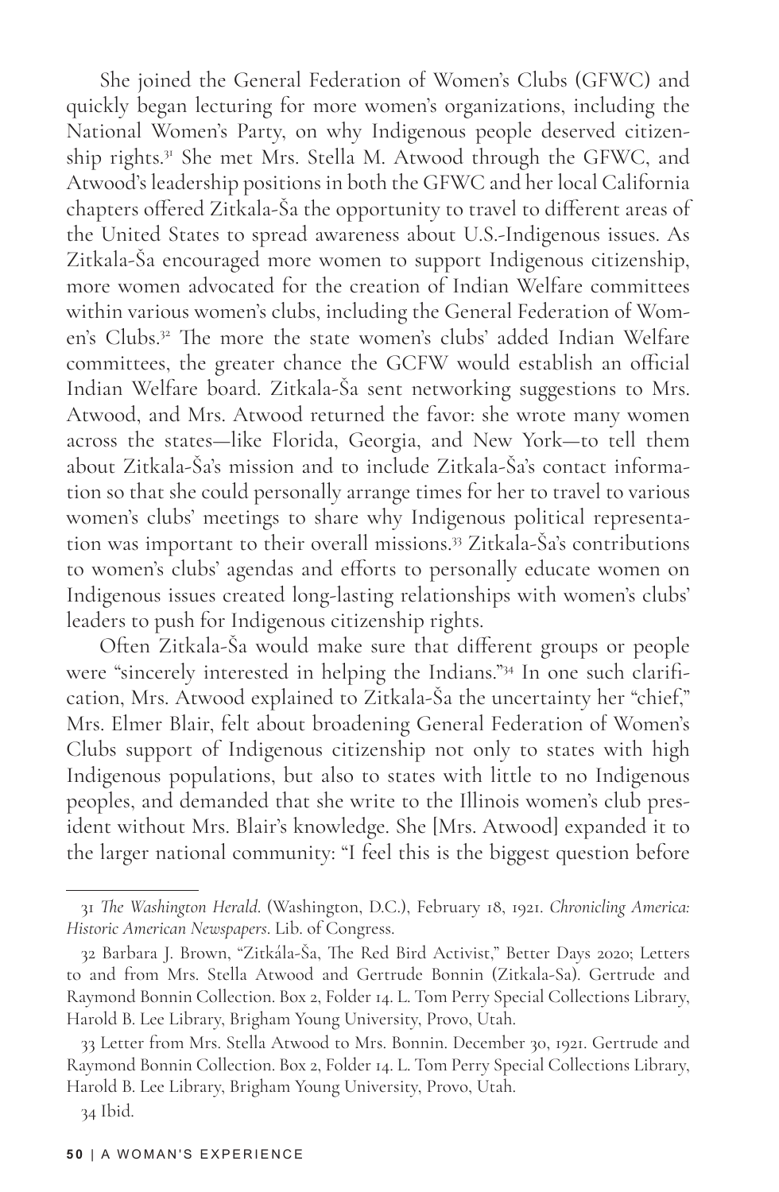She joined the General Federation of Women's Clubs (GFWC) and quickly began lecturing for more women's organizations, including the National Women's Party, on why Indigenous people deserved citizenship rights.[31] She met Mrs. Stella M. Atwood through the GFWC, and Atwood's leadership positions in both the GFWC and her local California chapters offered Zitkala-Ša the opportunity to travel to different areas of the United States to spread awareness about U.S.-Indigenous issues. As Zitkala-Ša encouraged more women to support Indigenous citizenship, more women advocated for the creation of Indian Welfare committees within various women's clubs, including the General Federation of Women's Clubs.[32] The more the state women's clubs' added Indian Welfare committees, the greater chance the GCFW would establish an official Indian Welfare board. Zitkala-Ša sent networking suggestions to Mrs. Atwood, and Mrs. Atwood returned the favor: she wrote many women across the states—like Florida, Georgia, and New York—to tell them about Zitkala-Ša's mission and to include Zitkala-Ša's contact information so that she could personally arrange times for her to travel to various women's clubs' meetings to share why Indigenous political representation was important to their overall missions.[33] Zitkala-Ša's contributions to women's clubs' agendas and efforts to personally educate women on Indigenous issues created long-lasting relationships with women's clubs' leaders to push for Indigenous citizenship rights.

Often Zitkala-Ša would make sure that different groups or people were "sincerely interested in helping the Indians."[34] In one such clarification, Mrs. Atwood explained to Zitkala-Ša the uncertainty her "chief," Mrs. Elmer Blair, felt about broadening General Federation of Women's Clubs support of Indigenous citizenship not only to states with high Indigenous populations, but also to states with little to no Indigenous peoples, and demanded that she write to the Illinois women's club president without Mrs. Blair's knowledge. She [Mrs. Atwood] expanded it to the larger national community: "I feel this is the biggest question before

---

31 *The Washington Herald*. (Washington, D.C.), February 18, 1921. *Chronicling America: Historic American Newspapers*. Lib. of Congress.

32 Barbara J. Brown, "Zitkála-Ša, The Red Bird Activist," Better Days 2020; Letters to and from Mrs. Stella Atwood and Gertrude Bonnin (Zitkala-Sa). Gertrude and Raymond Bonnin Collection. Box 2, Folder 14. L. Tom Perry Special Collections Library, Harold B. Lee Library, Brigham Young University, Provo, Utah.

33 Letter from Mrs. Stella Atwood to Mrs. Bonnin. December 30, 1921. Gertrude and Raymond Bonnin Collection. Box 2, Folder 14. L. Tom Perry Special Collections Library, Harold B. Lee Library, Brigham Young University, Provo, Utah.

34 Ibid.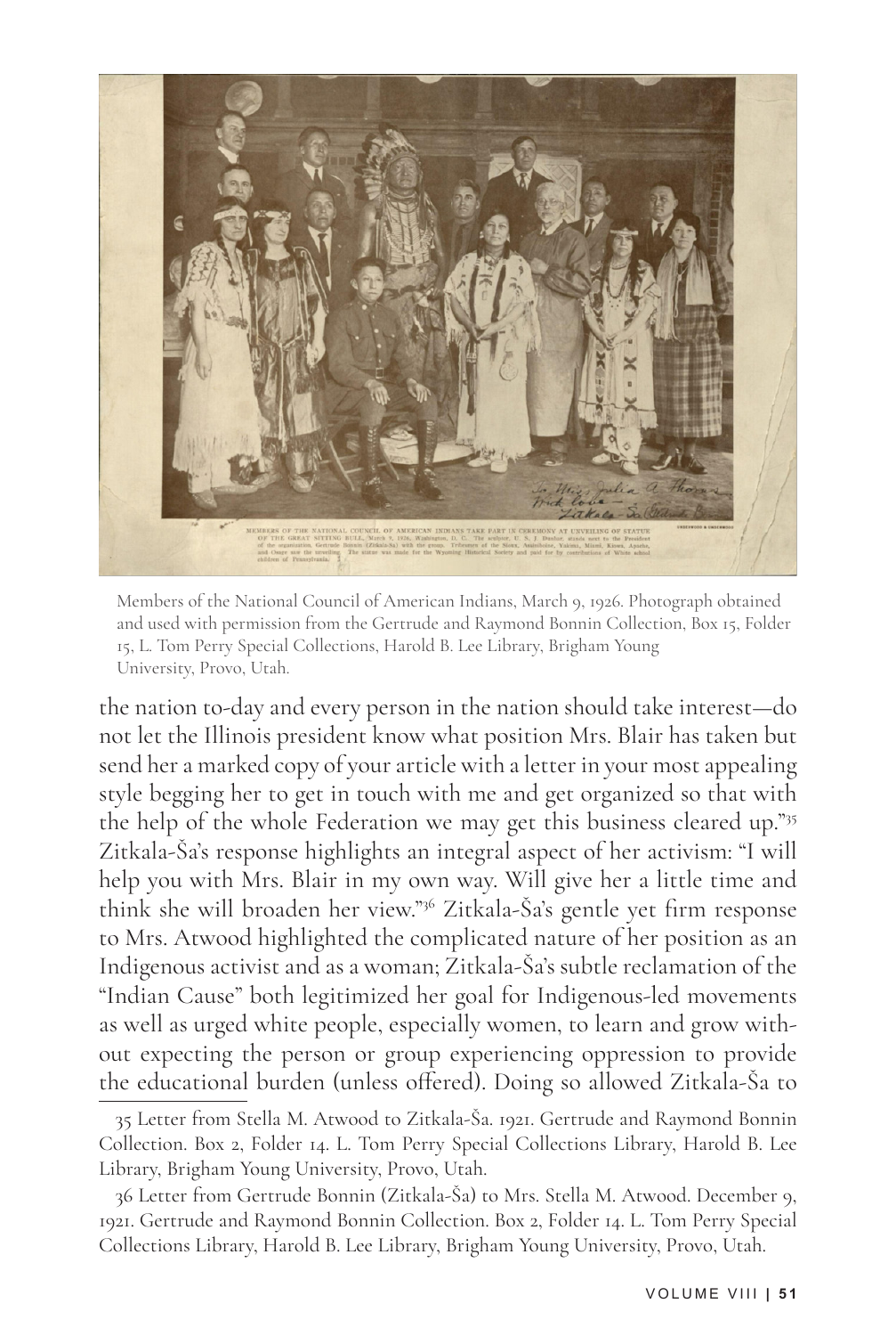Members of the National Council of American Indians, March 9, 1926. Photograph obtained and used with permission from the Gertrude and Raymond Bonnin Collection, Box 15, Folder 15, L. Tom Perry Special Collections, Harold B. Lee Library, Brigham Young University, Provo, Utah.

the nation to-day and every person in the nation should take interest—do not let the Illinois president know what position Mrs. Blair has taken but send her a marked copy of your article with a letter in your most appealing style begging her to get in touch with me and get organized so that with the help of the whole Federation we may get this business cleared up."[35] Zitkala-Ša's response highlights an integral aspect of her activism: "I will help you with Mrs. Blair in my own way. Will give her a little time and think she will broaden her view."[36] Zitkala-Ša's gentle yet firm response to Mrs. Atwood highlighted the complicated nature of her position as an Indigenous activist and as a woman; Zitkala-Ša's subtle reclamation of the "Indian Cause" both legitimized her goal for Indigenous-led movements as well as urged white people, especially women, to learn and grow without expecting the person or group experiencing oppression to provide the educational burden (unless offered). Doing so allowed Zitkala-Ša to

35 Letter from Stella M. Atwood to Zitkala-Ša. 1921. Gertrude and Raymond Bonnin Collection. Box 2, Folder 14. L. Tom Perry Special Collections Library, Harold B. Lee Library, Brigham Young University, Provo, Utah.

36 Letter from Gertrude Bonnin (Zitkala-Ša) to Mrs. Stella M. Atwood. December 9, 1921. Gertrude and Raymond Bonnin Collection. Box 2, Folder 14. L. Tom Perry Special Collections Library, Harold B. Lee Library, Brigham Young University, Provo, Utah.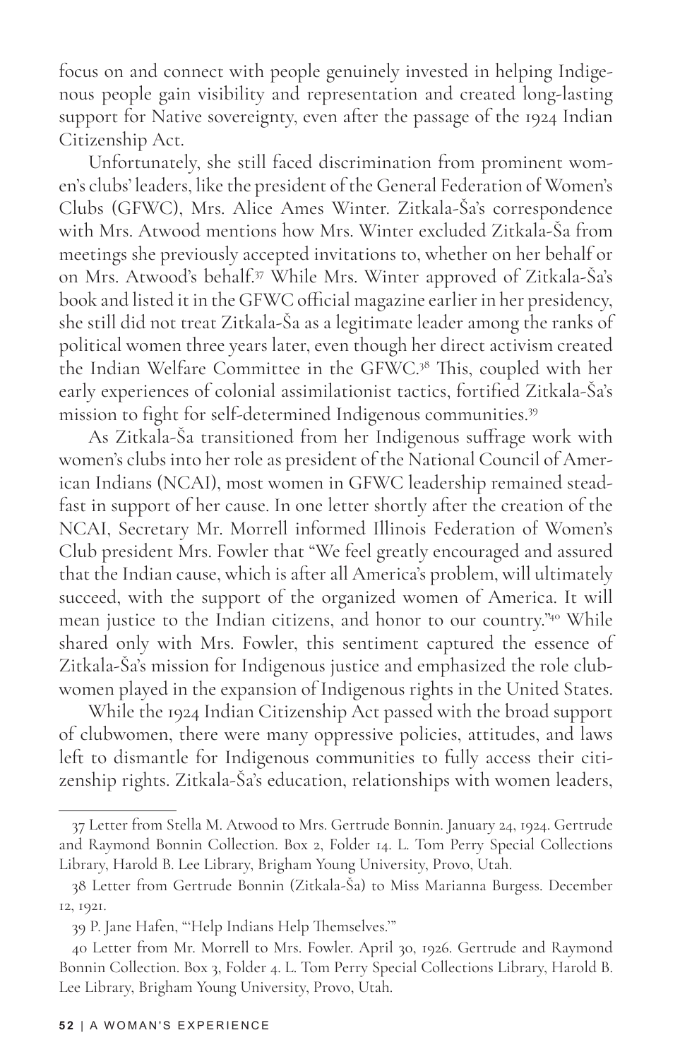focus on and connect with people genuinely invested in helping Indigenous people gain visibility and representation and created long-lasting support for Native sovereignty, even after the passage of the 1924 Indian Citizenship Act.

Unfortunately, she still faced discrimination from prominent women's clubs' leaders, like the president of the General Federation of Women's Clubs (GFWC), Mrs. Alice Ames Winter. Zitkala-Ša's correspondence with Mrs. Atwood mentions how Mrs. Winter excluded Zitkala-Ša from meetings she previously accepted invitations to, whether on her behalf or on Mrs. Atwood's behalf.[37] While Mrs. Winter approved of Zitkala-Ša's book and listed it in the GFWC official magazine earlier in her presidency, she still did not treat Zitkala-Ša as a legitimate leader among the ranks of political women three years later, even though her direct activism created the Indian Welfare Committee in the GFWC.[38] This, coupled with her early experiences of colonial assimilationist tactics, fortified Zitkala-Ša's mission to fight for self-determined Indigenous communities.[39]

As Zitkala-Ša transitioned from her Indigenous suffrage work with women's clubs into her role as president of the National Council of American Indians (NCAI), most women in GFWC leadership remained steadfast in support of her cause. In one letter shortly after the creation of the NCAI, Secretary Mr. Morrell informed Illinois Federation of Women's Club president Mrs. Fowler that "We feel greatly encouraged and assured that the Indian cause, which is after all America's problem, will ultimately succeed, with the support of the organized women of America. It will mean justice to the Indian citizens, and honor to our country."[40] While shared only with Mrs. Fowler, this sentiment captured the essence of Zitkala-Ša's mission for Indigenous justice and emphasized the role clubwomen played in the expansion of Indigenous rights in the United States.

While the 1924 Indian Citizenship Act passed with the broad support of clubwomen, there were many oppressive policies, attitudes, and laws left to dismantle for Indigenous communities to fully access their citizenship rights. Zitkala-Ša's education, relationships with women leaders,

---

37 Letter from Stella M. Atwood to Mrs. Gertrude Bonnin. January 24, 1924. Gertrude and Raymond Bonnin Collection. Box 2, Folder 14. L. Tom Perry Special Collections Library, Harold B. Lee Library, Brigham Young University, Provo, Utah.

38 Letter from Gertrude Bonnin (Zitkala-Ša) to Miss Marianna Burgess. December 12, 1921.

39 P. Jane Hafen, "'Help Indians Help Themselves.'"

40 Letter from Mr. Morrell to Mrs. Fowler. April 30, 1926. Gertrude and Raymond Bonnin Collection. Box 3, Folder 4. L. Tom Perry Special Collections Library, Harold B. Lee Library, Brigham Young University, Provo, Utah.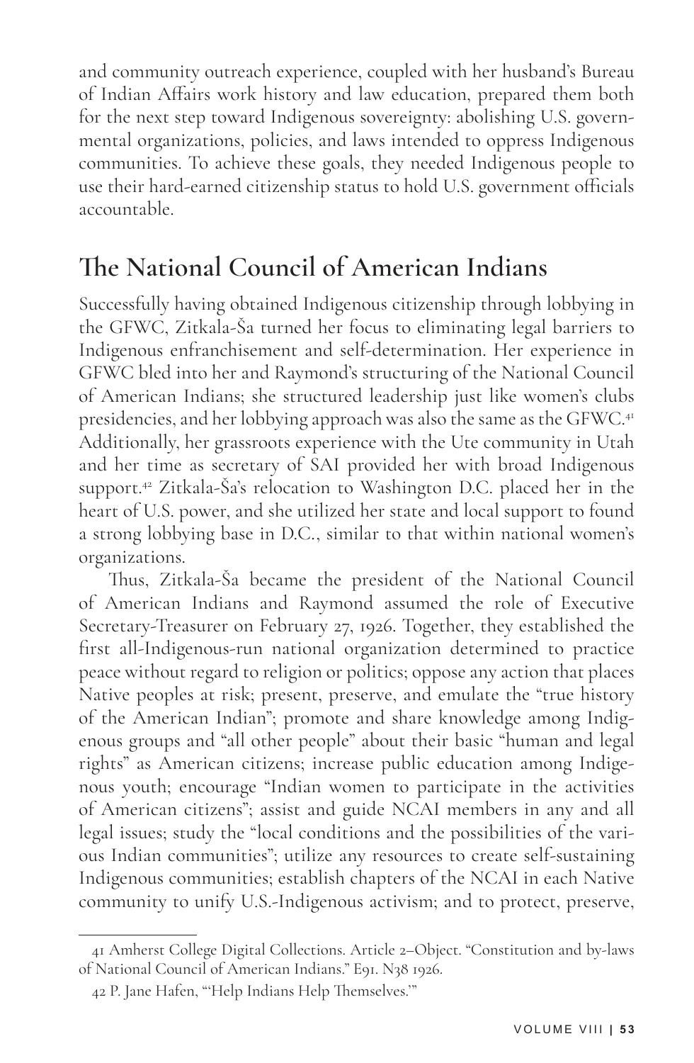and community outreach experience, coupled with her husband's Bureau of Indian Affairs work history and law education, prepared them both for the next step toward Indigenous sovereignty: abolishing U.S. governmental organizations, policies, and laws intended to oppress Indigenous communities. To achieve these goals, they needed Indigenous people to use their hard-earned citizenship status to hold U.S. government officials accountable.

## The National Council of American Indians

Successfully having obtained Indigenous citizenship through lobbying in the GFWC, Zitkala-Ša turned her focus to eliminating legal barriers to Indigenous enfranchisement and self-determination. Her experience in GFWC bled into her and Raymond's structuring of the National Council of American Indians; she structured leadership just like women's clubs presidencies, and her lobbying approach was also the same as the GFWC.[41] Additionally, her grassroots experience with the Ute community in Utah and her time as secretary of SAI provided her with broad Indigenous support.[42] Zitkala-Ša's relocation to Washington D.C. placed her in the heart of U.S. power, and she utilized her state and local support to found a strong lobbying base in D.C., similar to that within national women's organizations.

Thus, Zitkala-Ša became the president of the National Council of American Indians and Raymond assumed the role of Executive Secretary-Treasurer on February 27, 1926. Together, they established the first all-Indigenous-run national organization determined to practice peace without regard to religion or politics; oppose any action that places Native peoples at risk; present, preserve, and emulate the "true history of the American Indian"; promote and share knowledge among Indigenous groups and "all other people" about their basic "human and legal rights" as American citizens; increase public education among Indigenous youth; encourage "Indian women to participate in the activities of American citizens"; assist and guide NCAI members in any and all legal issues; study the "local conditions and the possibilities of the various Indian communities"; utilize any resources to create self-sustaining Indigenous communities; establish chapters of the NCAI in each Native community to unify U.S.-Indigenous activism; and to protect, preserve,

41 Amherst College Digital Collections. Article 2–Object. "Constitution and by-laws of National Council of American Indians." E91. N38 1926.

42 P. Jane Hafen, "'Help Indians Help Themselves.'"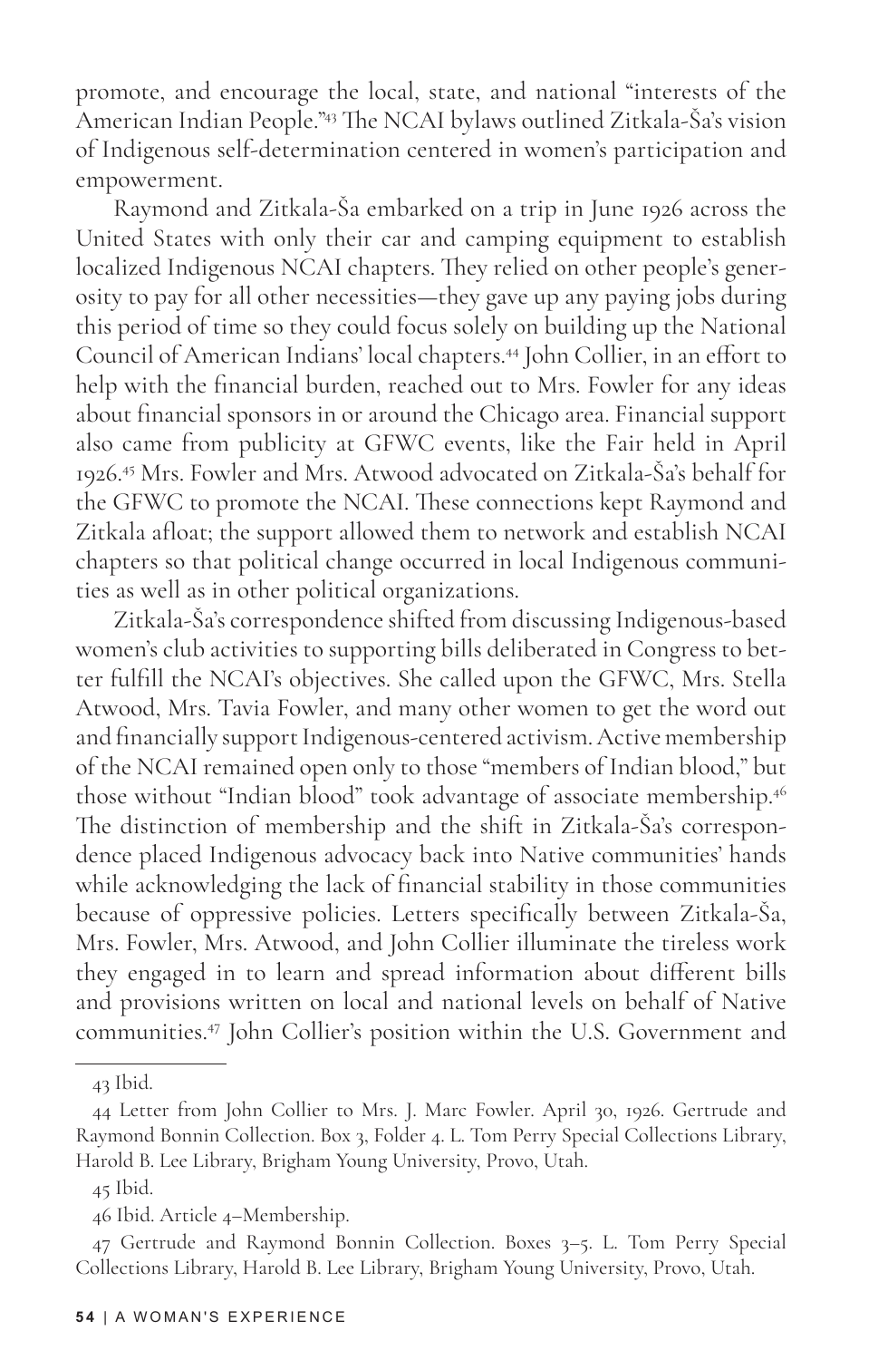promote, and encourage the local, state, and national "interests of the American Indian People."[43] The NCAI bylaws outlined Zitkala-Ša's vision of Indigenous self-determination centered in women's participation and empowerment.

Raymond and Zitkala-Ša embarked on a trip in June 1926 across the United States with only their car and camping equipment to establish localized Indigenous NCAI chapters. They relied on other people's generosity to pay for all other necessities—they gave up any paying jobs during this period of time so they could focus solely on building up the National Council of American Indians' local chapters.[44] John Collier, in an effort to help with the financial burden, reached out to Mrs. Fowler for any ideas about financial sponsors in or around the Chicago area. Financial support also came from publicity at GFWC events, like the Fair held in April 1926.[45] Mrs. Fowler and Mrs. Atwood advocated on Zitkala-Ša's behalf for the GFWC to promote the NCAI. These connections kept Raymond and Zitkala afloat; the support allowed them to network and establish NCAI chapters so that political change occurred in local Indigenous communities as well as in other political organizations.

Zitkala-Ša's correspondence shifted from discussing Indigenous-based women's club activities to supporting bills deliberated in Congress to better fulfill the NCAI's objectives. She called upon the GFWC, Mrs. Stella Atwood, Mrs. Tavia Fowler, and many other women to get the word out and financially support Indigenous-centered activism. Active membership of the NCAI remained open only to those "members of Indian blood," but those without "Indian blood" took advantage of associate membership.[46] The distinction of membership and the shift in Zitkala-Ša's correspondence placed Indigenous advocacy back into Native communities' hands while acknowledging the lack of financial stability in those communities because of oppressive policies. Letters specifically between Zitkala-Ša, Mrs. Fowler, Mrs. Atwood, and John Collier illuminate the tireless work they engaged in to learn and spread information about different bills and provisions written on local and national levels on behalf of Native communities.[47] John Collier's position within the U.S. Government and

---

43 Ibid.

44 Letter from John Collier to Mrs. J. Marc Fowler. April 30, 1926. Gertrude and Raymond Bonnin Collection. Box 3, Folder 4. L. Tom Perry Special Collections Library, Harold B. Lee Library, Brigham Young University, Provo, Utah.

45 Ibid.

46 Ibid. Article 4–Membership.

47 Gertrude and Raymond Bonnin Collection. Boxes 3–5. L. Tom Perry Special Collections Library, Harold B. Lee Library, Brigham Young University, Provo, Utah.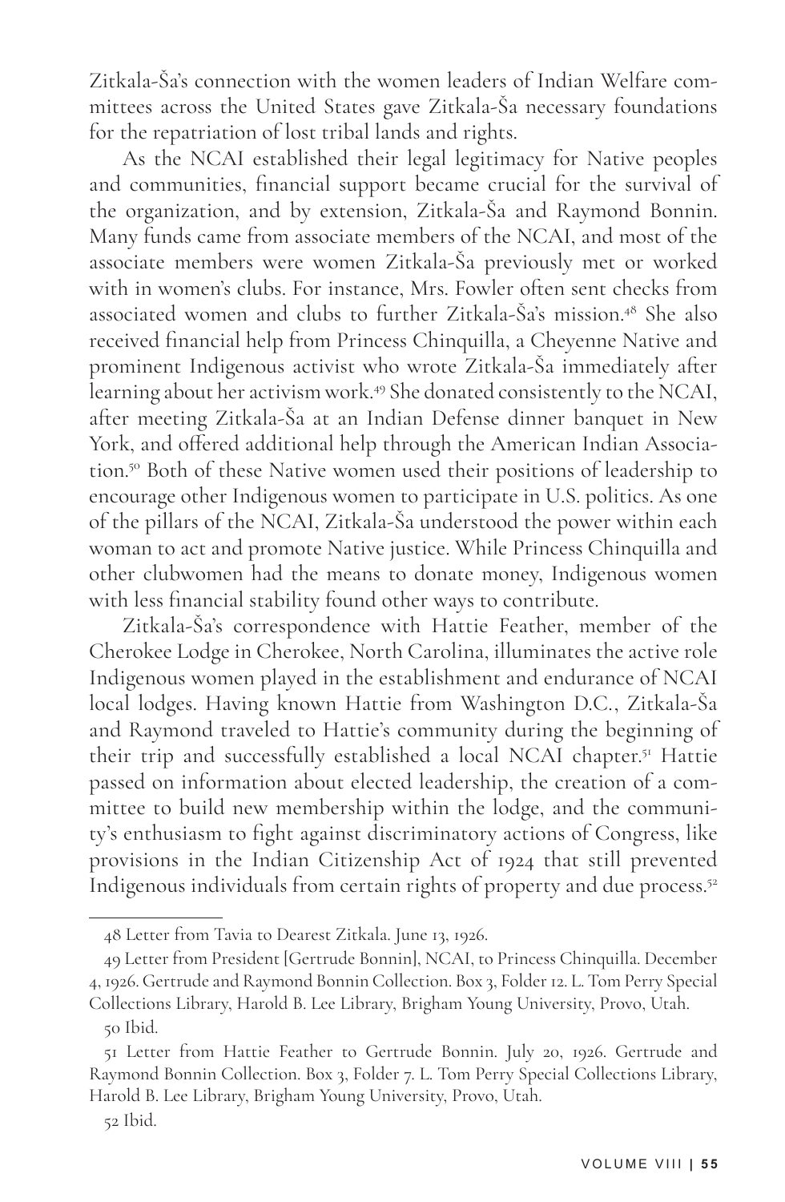Zitkala-Ša's connection with the women leaders of Indian Welfare committees across the United States gave Zitkala-Ša necessary foundations for the repatriation of lost tribal lands and rights.

As the NCAI established their legal legitimacy for Native peoples and communities, financial support became crucial for the survival of the organization, and by extension, Zitkala-Ša and Raymond Bonnin. Many funds came from associate members of the NCAI, and most of the associate members were women Zitkala-Ša previously met or worked with in women's clubs. For instance, Mrs. Fowler often sent checks from associated women and clubs to further Zitkala-Ša's mission.[48] She also received financial help from Princess Chinquilla, a Cheyenne Native and prominent Indigenous activist who wrote Zitkala-Ša immediately after learning about her activism work.[49] She donated consistently to the NCAI, after meeting Zitkala-Ša at an Indian Defense dinner banquet in New York, and offered additional help through the American Indian Association.[50] Both of these Native women used their positions of leadership to encourage other Indigenous women to participate in U.S. politics. As one of the pillars of the NCAI, Zitkala-Ša understood the power within each woman to act and promote Native justice. While Princess Chinquilla and other clubwomen had the means to donate money, Indigenous women with less financial stability found other ways to contribute.

Zitkala-Ša's correspondence with Hattie Feather, member of the Cherokee Lodge in Cherokee, North Carolina, illuminates the active role Indigenous women played in the establishment and endurance of NCAI local lodges. Having known Hattie from Washington D.C., Zitkala-Ša and Raymond traveled to Hattie's community during the beginning of their trip and successfully established a local NCAI chapter.[51] Hattie passed on information about elected leadership, the creation of a committee to build new membership within the lodge, and the community's enthusiasm to fight against discriminatory actions of Congress, like provisions in the Indian Citizenship Act of 1924 that still prevented Indigenous individuals from certain rights of property and due process.[52]

---

48 Letter from Tavia to Dearest Zitkala. June 13, 1926.

49 Letter from President [Gertrude Bonnin], NCAI, to Princess Chinquilla. December 4, 1926. Gertrude and Raymond Bonnin Collection. Box 3, Folder 12. L. Tom Perry Special Collections Library, Harold B. Lee Library, Brigham Young University, Provo, Utah.

50 Ibid.

51 Letter from Hattie Feather to Gertrude Bonnin. July 20, 1926. Gertrude and Raymond Bonnin Collection. Box 3, Folder 7. L. Tom Perry Special Collections Library, Harold B. Lee Library, Brigham Young University, Provo, Utah.

52 Ibid.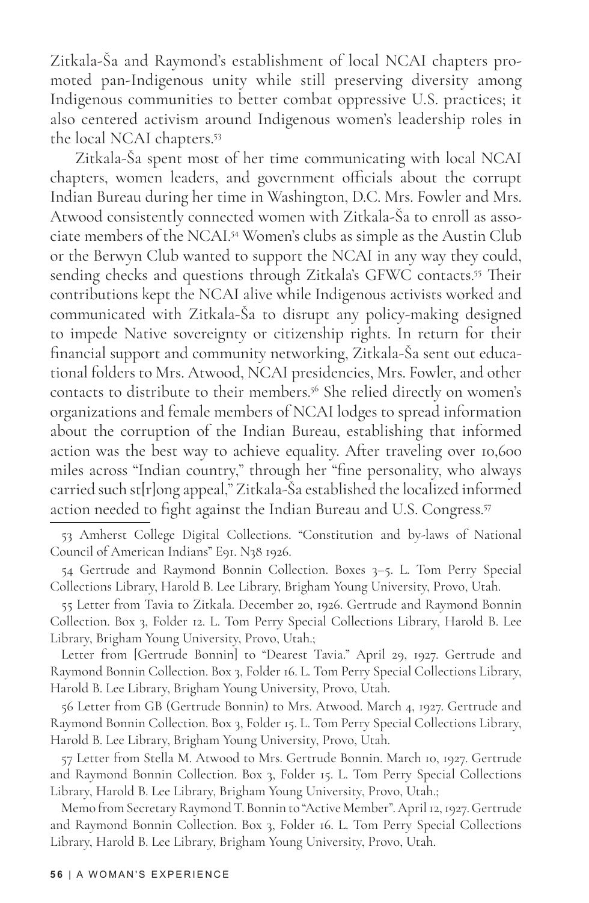Zitkala-Ša and Raymond's establishment of local NCAI chapters promoted pan-Indigenous unity while still preserving diversity among Indigenous communities to better combat oppressive U.S. practices; it also centered activism around Indigenous women's leadership roles in the local NCAI chapters.[53]

Zitkala-Ša spent most of her time communicating with local NCAI chapters, women leaders, and government officials about the corrupt Indian Bureau during her time in Washington, D.C. Mrs. Fowler and Mrs. Atwood consistently connected women with Zitkala-Ša to enroll as associate members of the NCAI.[54] Women's clubs as simple as the Austin Club or the Berwyn Club wanted to support the NCAI in any way they could, sending checks and questions through Zitkala's GFWC contacts.[55] Their contributions kept the NCAI alive while Indigenous activists worked and communicated with Zitkala-Ša to disrupt any policy-making designed to impede Native sovereignty or citizenship rights. In return for their financial support and community networking, Zitkala-Ša sent out educational folders to Mrs. Atwood, NCAI presidencies, Mrs. Fowler, and other contacts to distribute to their members.[56] She relied directly on women's organizations and female members of NCAI lodges to spread information about the corruption of the Indian Bureau, establishing that informed action was the best way to achieve equality. After traveling over 10,600 miles across "Indian country," through her "fine personality, who always carried such st[r]ong appeal," Zitkala-Ša established the localized informed action needed to fight against the Indian Bureau and U.S. Congress.[57]

---

53 Amherst College Digital Collections. "Constitution and by-laws of National Council of American Indians" E91. N38 1926.

54 Gertrude and Raymond Bonnin Collection. Boxes 3–5. L. Tom Perry Special Collections Library, Harold B. Lee Library, Brigham Young University, Provo, Utah.

55 Letter from Tavia to Zitkala. December 20, 1926. Gertrude and Raymond Bonnin Collection. Box 3, Folder 12. L. Tom Perry Special Collections Library, Harold B. Lee Library, Brigham Young University, Provo, Utah.;

Letter from [Gertrude Bonnin] to "Dearest Tavia." April 29, 1927. Gertrude and Raymond Bonnin Collection. Box 3, Folder 16. L. Tom Perry Special Collections Library, Harold B. Lee Library, Brigham Young University, Provo, Utah.

56 Letter from GB (Gertrude Bonnin) to Mrs. Atwood. March 4, 1927. Gertrude and Raymond Bonnin Collection. Box 3, Folder 15. L. Tom Perry Special Collections Library, Harold B. Lee Library, Brigham Young University, Provo, Utah.

57 Letter from Stella M. Atwood to Mrs. Gertrude Bonnin. March 10, 1927. Gertrude and Raymond Bonnin Collection. Box 3, Folder 15. L. Tom Perry Special Collections Library, Harold B. Lee Library, Brigham Young University, Provo, Utah.;

Memo from Secretary Raymond T. Bonnin to "Active Member". April 12, 1927. Gertrude and Raymond Bonnin Collection. Box 3, Folder 16. L. Tom Perry Special Collections Library, Harold B. Lee Library, Brigham Young University, Provo, Utah.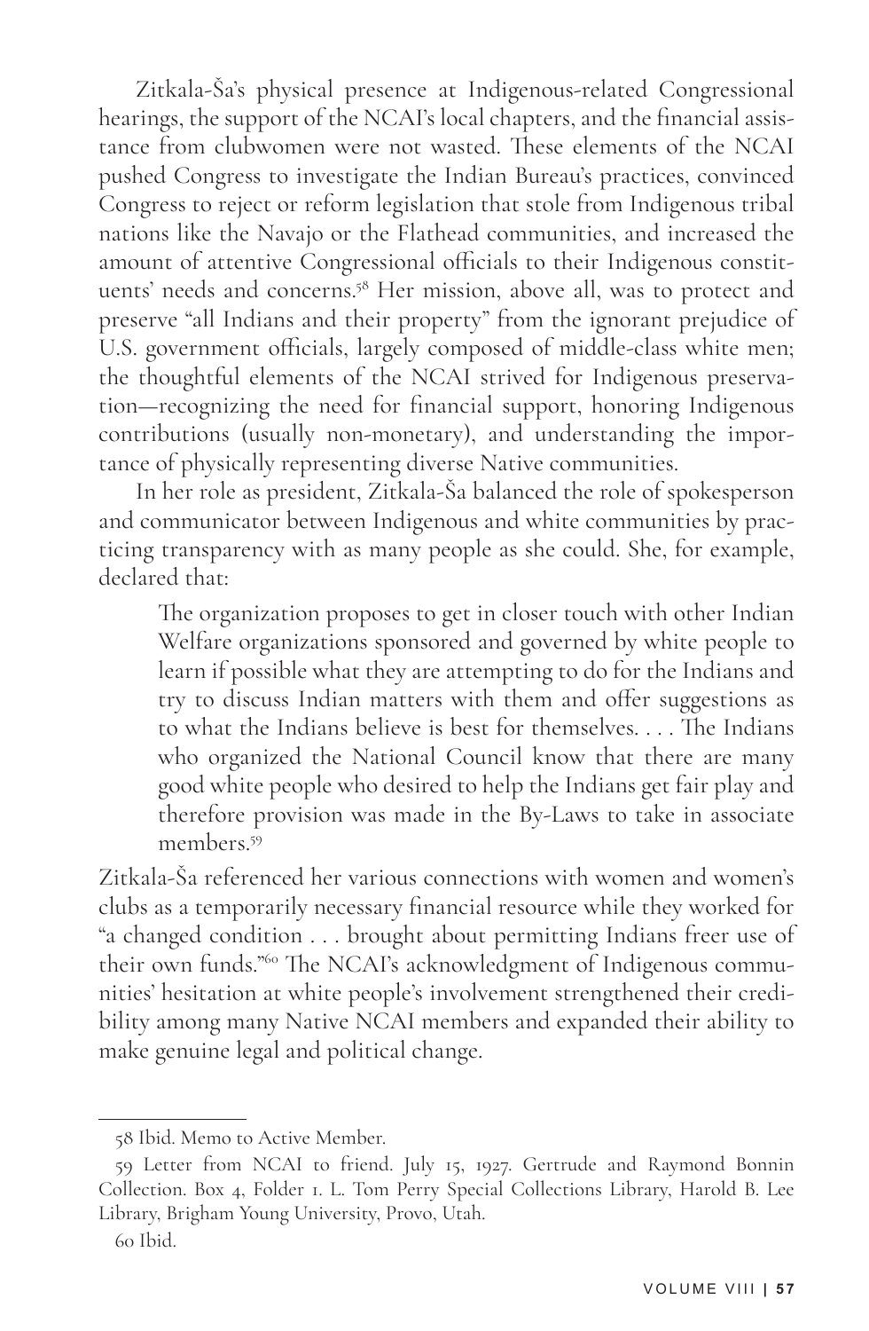Zitkala-Ša's physical presence at Indigenous-related Congressional hearings, the support of the NCAI's local chapters, and the financial assistance from clubwomen were not wasted. These elements of the NCAI pushed Congress to investigate the Indian Bureau's practices, convinced Congress to reject or reform legislation that stole from Indigenous tribal nations like the Navajo or the Flathead communities, and increased the amount of attentive Congressional officials to their Indigenous constituents' needs and concerns.[58] Her mission, above all, was to protect and preserve "all Indians and their property" from the ignorant prejudice of U.S. government officials, largely composed of middle-class white men; the thoughtful elements of the NCAI strived for Indigenous preservation—recognizing the need for financial support, honoring Indigenous contributions (usually non-monetary), and understanding the importance of physically representing diverse Native communities.

In her role as president, Zitkala-Ša balanced the role of spokesperson and communicator between Indigenous and white communities by practicing transparency with as many people as she could. She, for example, declared that:

> The organization proposes to get in closer touch with other Indian Welfare organizations sponsored and governed by white people to learn if possible what they are attempting to do for the Indians and try to discuss Indian matters with them and offer suggestions as to what the Indians believe is best for themselves. . . . The Indians who organized the National Council know that there are many good white people who desired to help the Indians get fair play and therefore provision was made in the By-Laws to take in associate members.[59]

Zitkala-Ša referenced her various connections with women and women's clubs as a temporarily necessary financial resource while they worked for "a changed condition . . . brought about permitting Indians freer use of their own funds."[60] The NCAI's acknowledgment of Indigenous communities' hesitation at white people's involvement strengthened their credibility among many Native NCAI members and expanded their ability to make genuine legal and political change.

---

58 Ibid. Memo to Active Member.

59 Letter from NCAI to friend. July 15, 1927. Gertrude and Raymond Bonnin Collection. Box 4, Folder 1. L. Tom Perry Special Collections Library, Harold B. Lee Library, Brigham Young University, Provo, Utah.

60 Ibid.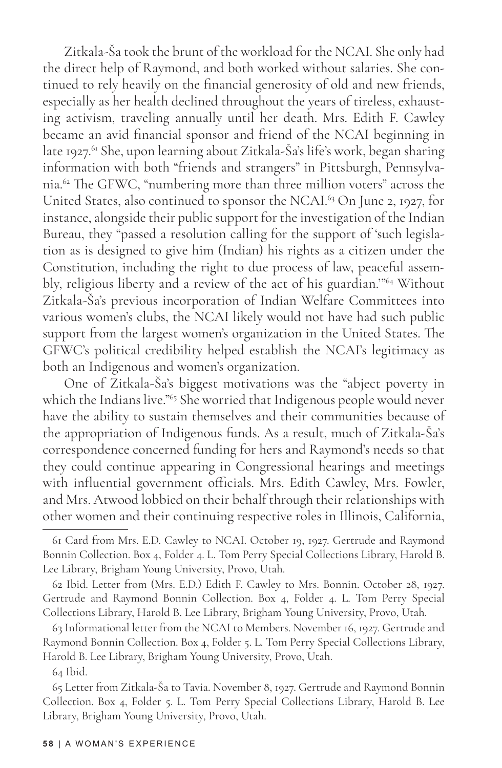Zitkala-Ša took the brunt of the workload for the NCAI. She only had the direct help of Raymond, and both worked without salaries. She continued to rely heavily on the financial generosity of old and new friends, especially as her health declined throughout the years of tireless, exhausting activism, traveling annually until her death. Mrs. Edith F. Cawley became an avid financial sponsor and friend of the NCAI beginning in late 1927.[61] She, upon learning about Zitkala-Ša's life's work, began sharing information with both "friends and strangers" in Pittsburgh, Pennsylvania.[62] The GFWC, "numbering more than three million voters" across the United States, also continued to sponsor the NCAI.[63] On June 2, 1927, for instance, alongside their public support for the investigation of the Indian Bureau, they "passed a resolution calling for the support of 'such legislation as is designed to give him (Indian) his rights as a citizen under the Constitution, including the right to due process of law, peaceful assembly, religious liberty and a review of the act of his guardian.'"[64] Without Zitkala-Ša's previous incorporation of Indian Welfare Committees into various women's clubs, the NCAI likely would not have had such public support from the largest women's organization in the United States. The GFWC's political credibility helped establish the NCAI's legitimacy as both an Indigenous and women's organization.

One of Zitkala-Ša's biggest motivations was the "abject poverty in which the Indians live."[65] She worried that Indigenous people would never have the ability to sustain themselves and their communities because of the appropriation of Indigenous funds. As a result, much of Zitkala-Ša's correspondence concerned funding for hers and Raymond's needs so that they could continue appearing in Congressional hearings and meetings with influential government officials. Mrs. Edith Cawley, Mrs. Fowler, and Mrs. Atwood lobbied on their behalf through their relationships with other women and their continuing respective roles in Illinois, California,

---

61 Card from Mrs. E.D. Cawley to NCAI. October 19, 1927. Gertrude and Raymond Bonnin Collection. Box 4, Folder 4. L. Tom Perry Special Collections Library, Harold B. Lee Library, Brigham Young University, Provo, Utah.

62 Ibid. Letter from (Mrs. E.D.) Edith F. Cawley to Mrs. Bonnin. October 28, 1927. Gertrude and Raymond Bonnin Collection. Box 4, Folder 4. L. Tom Perry Special Collections Library, Harold B. Lee Library, Brigham Young University, Provo, Utah.

63 Informational letter from the NCAI to Members. November 16, 1927. Gertrude and Raymond Bonnin Collection. Box 4, Folder 5. L. Tom Perry Special Collections Library, Harold B. Lee Library, Brigham Young University, Provo, Utah.

64 Ibid.

65 Letter from Zitkala-Ša to Tavia. November 8, 1927. Gertrude and Raymond Bonnin Collection. Box 4, Folder 5. L. Tom Perry Special Collections Library, Harold B. Lee Library, Brigham Young University, Provo, Utah.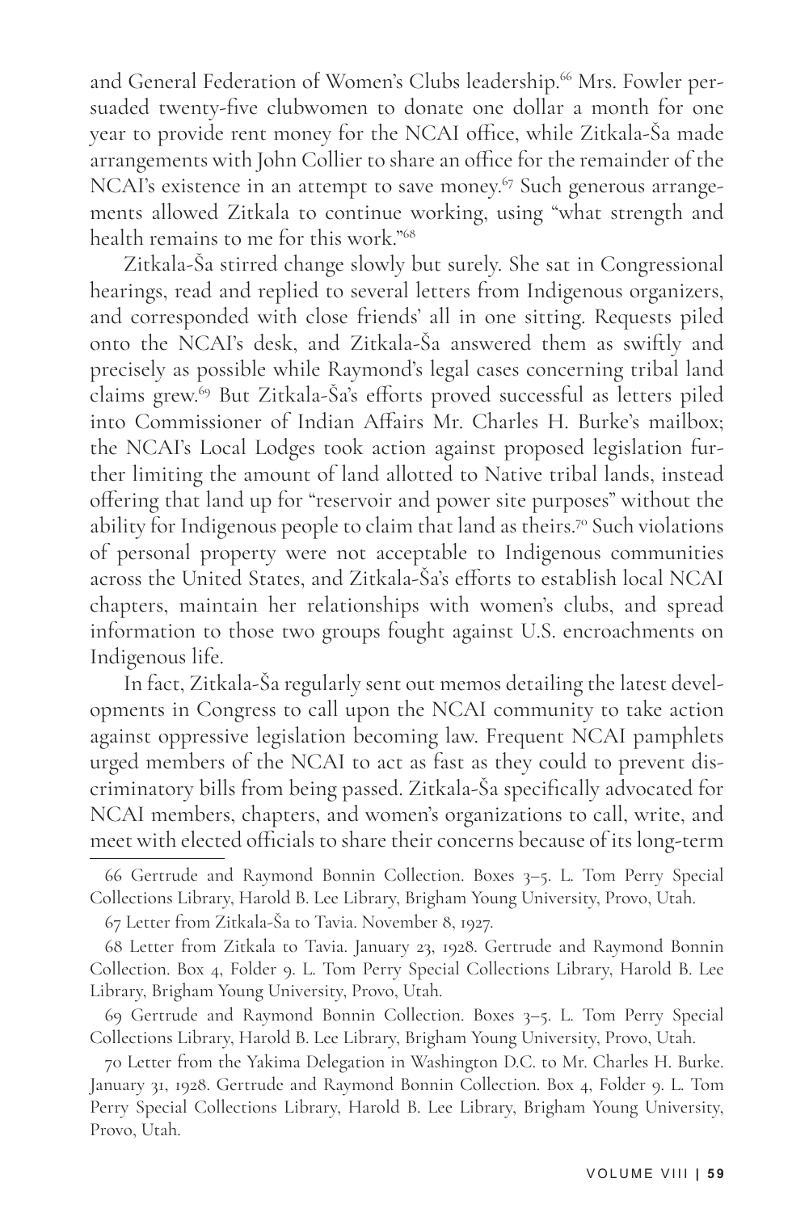and General Federation of Women's Clubs leadership.[66] Mrs. Fowler persuaded twenty-five clubwomen to donate one dollar a month for one year to provide rent money for the NCAI office, while Zitkala-Ša made arrangements with John Collier to share an office for the remainder of the NCAI's existence in an attempt to save money.[67] Such generous arrangements allowed Zitkala to continue working, using "what strength and health remains to me for this work."[68]

Zitkala-Ša stirred change slowly but surely. She sat in Congressional hearings, read and replied to several letters from Indigenous organizers, and corresponded with close friends' all in one sitting. Requests piled onto the NCAI's desk, and Zitkala-Ša answered them as swiftly and precisely as possible while Raymond's legal cases concerning tribal land claims grew.[69] But Zitkala-Ša's efforts proved successful as letters piled into Commissioner of Indian Affairs Mr. Charles H. Burke's mailbox; the NCAI's Local Lodges took action against proposed legislation further limiting the amount of land allotted to Native tribal lands, instead offering that land up for "reservoir and power site purposes" without the ability for Indigenous people to claim that land as theirs.[70] Such violations of personal property were not acceptable to Indigenous communities across the United States, and Zitkala-Ša's efforts to establish local NCAI chapters, maintain her relationships with women's clubs, and spread information to those two groups fought against U.S. encroachments on Indigenous life.

In fact, Zitkala-Ša regularly sent out memos detailing the latest developments in Congress to call upon the NCAI community to take action against oppressive legislation becoming law. Frequent NCAI pamphlets urged members of the NCAI to act as fast as they could to prevent discriminatory bills from being passed. Zitkala-Ša specifically advocated for NCAI members, chapters, and women's organizations to call, write, and meet with elected officials to share their concerns because of its long-term

---

66 Gertrude and Raymond Bonnin Collection. Boxes 3–5. L. Tom Perry Special Collections Library, Harold B. Lee Library, Brigham Young University, Provo, Utah.

67 Letter from Zitkala-Ša to Tavia. November 8, 1927.

68 Letter from Zitkala to Tavia. January 23, 1928. Gertrude and Raymond Bonnin Collection. Box 4, Folder 9. L. Tom Perry Special Collections Library, Harold B. Lee Library, Brigham Young University, Provo, Utah.

69 Gertrude and Raymond Bonnin Collection. Boxes 3–5. L. Tom Perry Special Collections Library, Harold B. Lee Library, Brigham Young University, Provo, Utah.

70 Letter from the Yakima Delegation in Washington D.C. to Mr. Charles H. Burke. January 31, 1928. Gertrude and Raymond Bonnin Collection. Box 4, Folder 9. L. Tom Perry Special Collections Library, Harold B. Lee Library, Brigham Young University, Provo, Utah.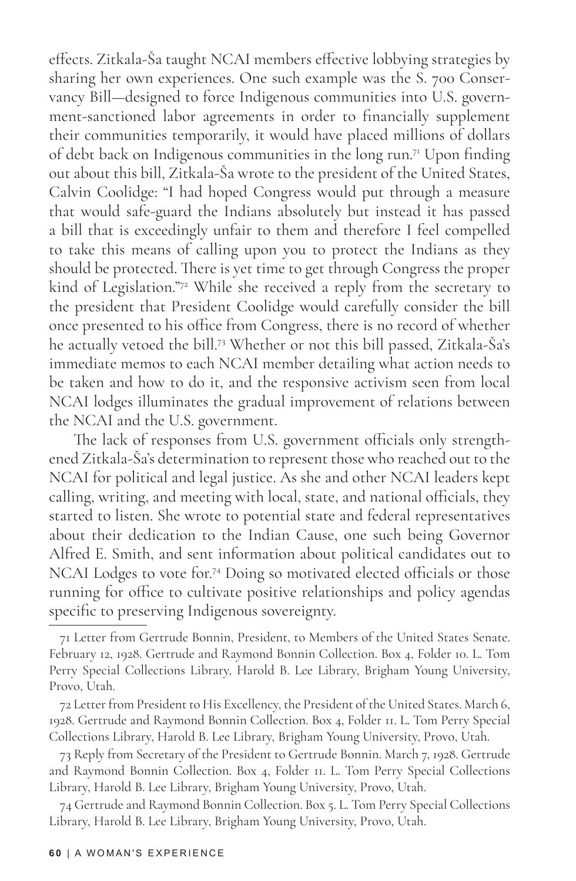effects. Zitkala-Ša taught NCAI members effective lobbying strategies by sharing her own experiences. One such example was the S. 700 Conservancy Bill—designed to force Indigenous communities into U.S. government-sanctioned labor agreements in order to financially supplement their communities temporarily, it would have placed millions of dollars of debt back on Indigenous communities in the long run.[71] Upon finding out about this bill, Zitkala-Ša wrote to the president of the United States, Calvin Coolidge: "I had hoped Congress would put through a measure that would safe-guard the Indians absolutely but instead it has passed a bill that is exceedingly unfair to them and therefore I feel compelled to take this means of calling upon you to protect the Indians as they should be protected. There is yet time to get through Congress the proper kind of Legislation."[72] While she received a reply from the secretary to the president that President Coolidge would carefully consider the bill once presented to his office from Congress, there is no record of whether he actually vetoed the bill.[73] Whether or not this bill passed, Zitkala-Ša's immediate memos to each NCAI member detailing what action needs to be taken and how to do it, and the responsive activism seen from local NCAI lodges illuminates the gradual improvement of relations between the NCAI and the U.S. government.

The lack of responses from U.S. government officials only strengthened Zitkala-Ša's determination to represent those who reached out to the NCAI for political and legal justice. As she and other NCAI leaders kept calling, writing, and meeting with local, state, and national officials, they started to listen. She wrote to potential state and federal representatives about their dedication to the Indian Cause, one such being Governor Alfred E. Smith, and sent information about political candidates out to NCAI Lodges to vote for.[74] Doing so motivated elected officials or those running for office to cultivate positive relationships and policy agendas specific to preserving Indigenous sovereignty.

---

71 Letter from Gertrude Bonnin, President, to Members of the United States Senate. February 12, 1928. Gertrude and Raymond Bonnin Collection. Box 4, Folder 10. L. Tom Perry Special Collections Library, Harold B. Lee Library, Brigham Young University, Provo, Utah.

72 Letter from President to His Excellency, the President of the United States. March 6, 1928. Gertrude and Raymond Bonnin Collection. Box 4, Folder 11. L. Tom Perry Special Collections Library, Harold B. Lee Library, Brigham Young University, Provo, Utah.

73 Reply from Secretary of the President to Gertrude Bonnin. March 7, 1928. Gertrude and Raymond Bonnin Collection. Box 4, Folder 11. L. Tom Perry Special Collections Library, Harold B. Lee Library, Brigham Young University, Provo, Utah.

74 Gertrude and Raymond Bonnin Collection. Box 5. L. Tom Perry Special Collections Library, Harold B. Lee Library, Brigham Young University, Provo, Utah.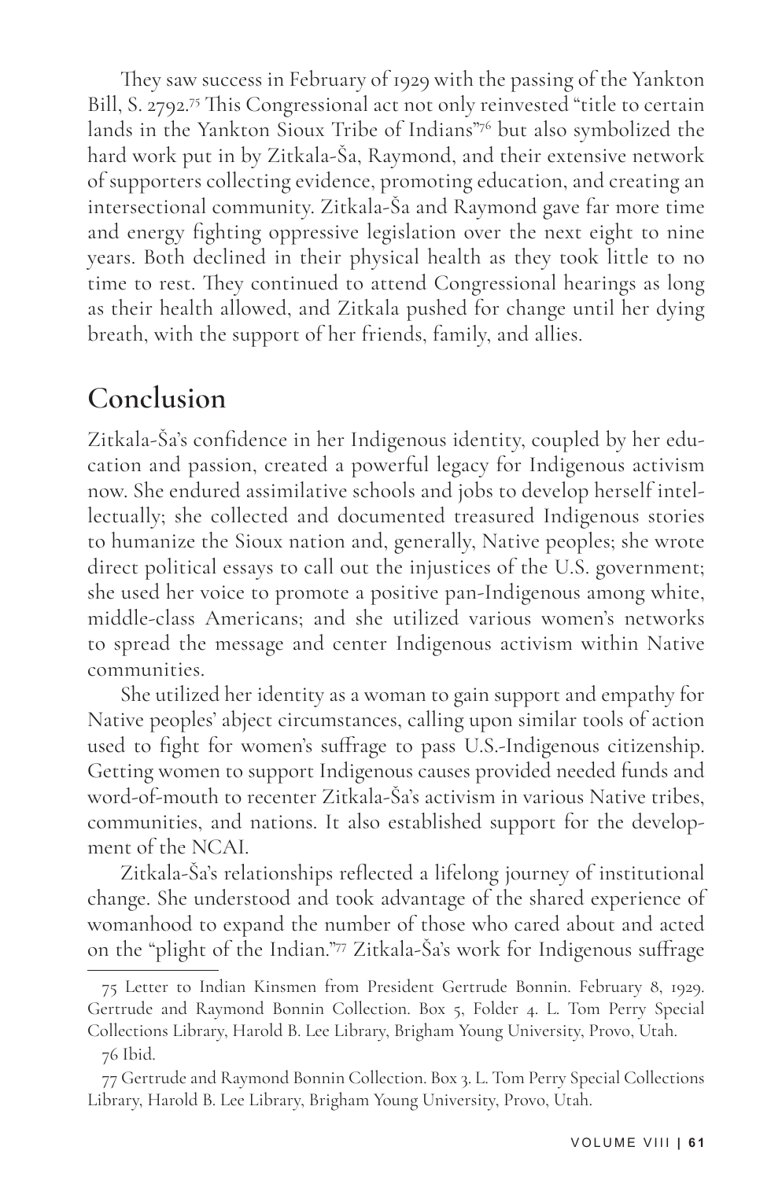They saw success in February of 1929 with the passing of the Yankton Bill, S. 2792.[75] This Congressional act not only reinvested "title to certain lands in the Yankton Sioux Tribe of Indians"[76] but also symbolized the hard work put in by Zitkala-Ša, Raymond, and their extensive network of supporters collecting evidence, promoting education, and creating an intersectional community. Zitkala-Ša and Raymond gave far more time and energy fighting oppressive legislation over the next eight to nine years. Both declined in their physical health as they took little to no time to rest. They continued to attend Congressional hearings as long as their health allowed, and Zitkala pushed for change until her dying breath, with the support of her friends, family, and allies.

## Conclusion

Zitkala-Ša's confidence in her Indigenous identity, coupled by her education and passion, created a powerful legacy for Indigenous activism now. She endured assimilative schools and jobs to develop herself intellectually; she collected and documented treasured Indigenous stories to humanize the Sioux nation and, generally, Native peoples; she wrote direct political essays to call out the injustices of the U.S. government; she used her voice to promote a positive pan-Indigenous among white, middle-class Americans; and she utilized various women's networks to spread the message and center Indigenous activism within Native communities.

She utilized her identity as a woman to gain support and empathy for Native peoples' abject circumstances, calling upon similar tools of action used to fight for women's suffrage to pass U.S.-Indigenous citizenship. Getting women to support Indigenous causes provided needed funds and word-of-mouth to recenter Zitkala-Ša's activism in various Native tribes, communities, and nations. It also established support for the development of the NCAI.

Zitkala-Ša's relationships reflected a lifelong journey of institutional change. She understood and took advantage of the shared experience of womanhood to expand the number of those who cared about and acted on the "plight of the Indian."[77] Zitkala-Ša's work for Indigenous suffrage

---

75 Letter to Indian Kinsmen from President Gertrude Bonnin. February 8, 1929. Gertrude and Raymond Bonnin Collection. Box 5, Folder 4. L. Tom Perry Special Collections Library, Harold B. Lee Library, Brigham Young University, Provo, Utah.

76 Ibid.

77 Gertrude and Raymond Bonnin Collection. Box 3. L. Tom Perry Special Collections Library, Harold B. Lee Library, Brigham Young University, Provo, Utah.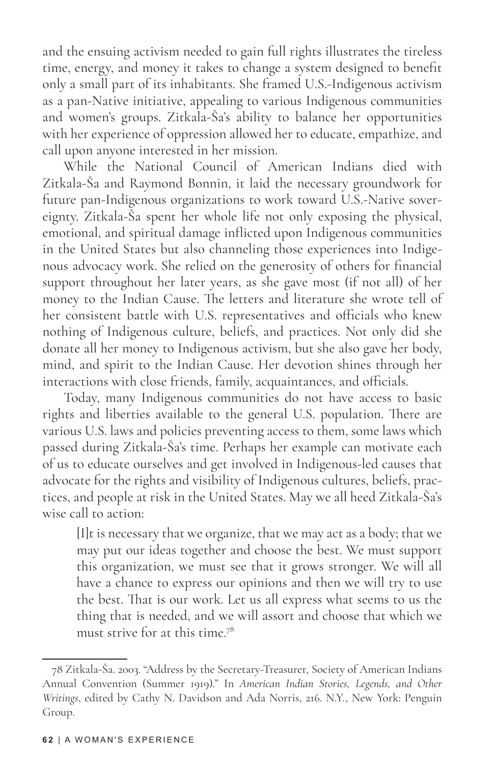and the ensuing activism needed to gain full rights illustrates the tireless time, energy, and money it takes to change a system designed to benefit only a small part of its inhabitants. She framed U.S.-Indigenous activism as a pan-Native initiative, appealing to various Indigenous communities and women's groups. Zitkala-Ša's ability to balance her opportunities with her experience of oppression allowed her to educate, empathize, and call upon anyone interested in her mission.

While the National Council of American Indians died with Zitkala-Ša and Raymond Bonnin, it laid the necessary groundwork for future pan-Indigenous organizations to work toward U.S.-Native sovereignty. Zitkala-Ša spent her whole life not only exposing the physical, emotional, and spiritual damage inflicted upon Indigenous communities in the United States but also channeling those experiences into Indigenous advocacy work. She relied on the generosity of others for financial support throughout her later years, as she gave most (if not all) of her money to the Indian Cause. The letters and literature she wrote tell of her consistent battle with U.S. representatives and officials who knew nothing of Indigenous culture, beliefs, and practices. Not only did she donate all her money to Indigenous activism, but she also gave her body, mind, and spirit to the Indian Cause. Her devotion shines through her interactions with close friends, family, acquaintances, and officials.

Today, many Indigenous communities do not have access to basic rights and liberties available to the general U.S. population. There are various U.S. laws and policies preventing access to them, some laws which passed during Zitkala-Ša's time. Perhaps her example can motivate each of us to educate ourselves and get involved in Indigenous-led causes that advocate for the rights and visibility of Indigenous cultures, beliefs, practices, and people at risk in the United States. May we all heed Zitkala-Ša's wise call to action:

> [I]t is necessary that we organize, that we may act as a body; that we may put our ideas together and choose the best. We must support this organization, we must see that it grows stronger. We will all have a chance to express our opinions and then we will try to use the best. That is our work. Let us all express what seems to us the thing that is needed, and we will assort and choose that which we must strive for at this time.[78]

---

78 Zitkala-Ša. 2003. "Address by the Secretary-Treasurer, Society of American Indians Annual Convention (Summer 1919)." In *American Indian Stories, Legends, and Other Writings*, edited by Cathy N. Davidson and Ada Norris, 216. N.Y., New York: Penguin Group.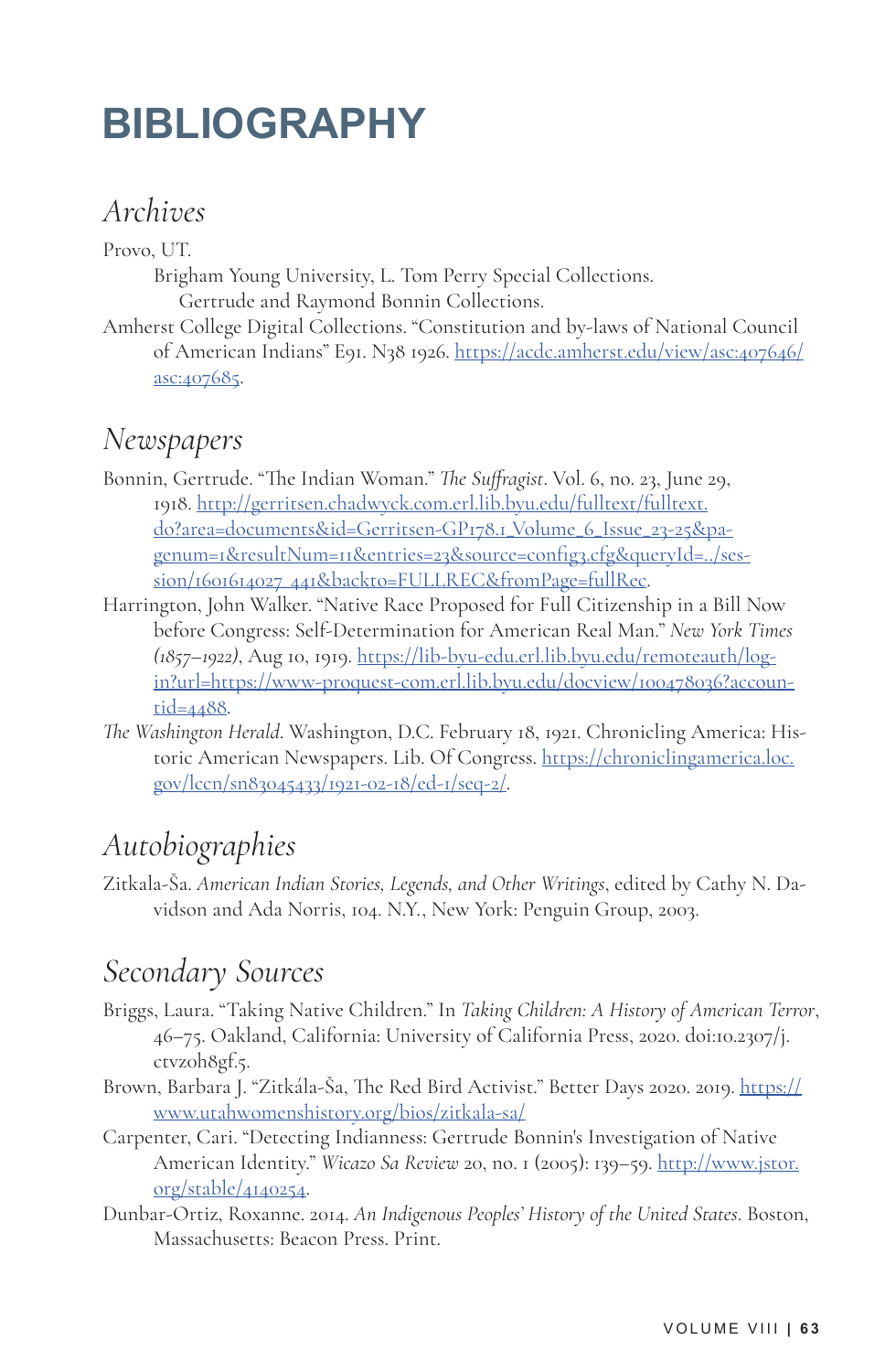# BIBLIOGRAPHY

## *Archives*

Provo, UT.

Brigham Young University, L. Tom Perry Special Collections. Gertrude and Raymond Bonnin Collections.

Amherst College Digital Collections. "Constitution and by-laws of National Council of American Indians" E91. N38 1926. https://acdc.amherst.edu/view/asc:407646/asc:407685.

## *Newspapers*

Bonnin, Gertrude. "The Indian Woman." *The Suffragist*. Vol. 6, no. 23, June 29, 1918. http://gerritsen.chadwyck.com.erl.lib.byu.edu/fulltext/fulltext.do?area=documents&id=Gerritsen-GP178.1_Volume_6_Issue_23-25&pagenum=1&resultNum=11&entries=23&source=config3.cfg&queryId=../session/1601614027_441&backto=FULLREC&fromPage=fullRec.

Harrington, John Walker. "Native Race Proposed for Full Citizenship in a Bill Now before Congress: Self-Determination for American Real Man." *New York Times (1857–1922)*, Aug 10, 1919. https://lib-byu-edu.erl.lib.byu.edu/remoteauth/login?url=https://www-proquest-com.erl.lib.byu.edu/docview/100478036?accountid=4488.

*The Washington Herald*. Washington, D.C. February 18, 1921. Chronicling America: Historic American Newspapers. Lib. Of Congress. https://chroniclingamerica.loc.gov/lccn/sn83045433/1921-02-18/ed-1/seq-2/.

## *Autobiographies*

Zitkala-Ša. *American Indian Stories, Legends, and Other Writings*, edited by Cathy N. Davidson and Ada Norris, 104. N.Y., New York: Penguin Group, 2003.

## *Secondary Sources*

Briggs, Laura. "Taking Native Children." In *Taking Children: A History of American Terror*, 46–75. Oakland, California: University of California Press, 2020. doi:10.2307/j.ctvz0h8gf.5.

Brown, Barbara J. "Zitkála-Ša, The Red Bird Activist." Better Days 2020. 2019. https://www.utahwomenshistory.org/bios/zitkala-sa/

Carpenter, Cari. "Detecting Indianness: Gertrude Bonnin's Investigation of Native American Identity." *Wicazo Sa Review* 20, no. 1 (2005): 139–59. http://www.jstor.org/stable/4140254.

Dunbar-Ortiz, Roxanne. 2014. *An Indigenous Peoples' History of the United States*. Boston, Massachusetts: Beacon Press. Print.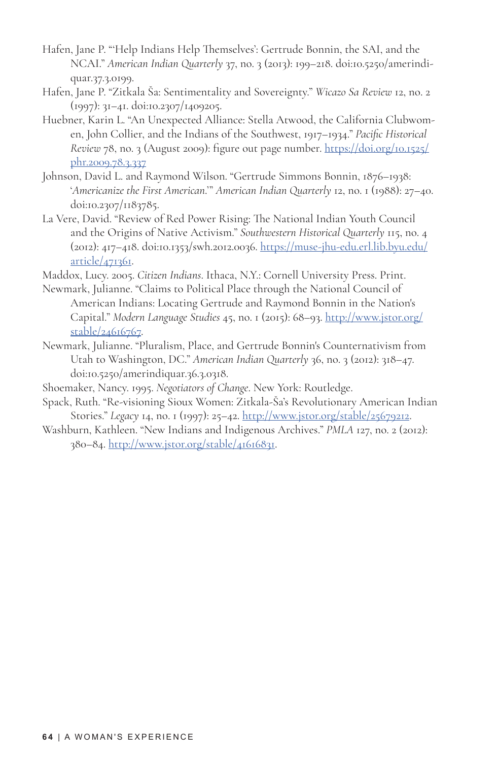Hafen, Jane P. "'Help Indians Help Themselves': Gertrude Bonnin, the SAI, and the NCAI." *American Indian Quarterly* 37, no. 3 (2013): 199–218. doi:10.5250/amerindiquar.37.3.0199.

Hafen, Jane P. "Zitkala Ša: Sentimentality and Sovereignty." *Wicazo Sa Review* 12, no. 2 (1997): 31–41. doi:10.2307/1409205.

Huebner, Karin L. "An Unexpected Alliance: Stella Atwood, the California Clubwomen, John Collier, and the Indians of the Southwest, 1917–1934." *Pacific Historical Review* 78, no. 3 (August 2009): figure out page number. https://doi.org/10.1525/phr.2009.78.3.337

Johnson, David L. and Raymond Wilson. "Gertrude Simmons Bonnin, 1876–1938: '*Americanize the First American*.'" *American Indian Quarterly* 12, no. 1 (1988): 27–40. doi:10.2307/1183785.

La Vere, David. "Review of Red Power Rising: The National Indian Youth Council and the Origins of Native Activism." *Southwestern Historical Quarterly* 115, no. 4 (2012): 417–418. doi:10.1353/swh.2012.0036. https://muse-jhu-edu.erl.lib.byu.edu/article/471361.

Maddox, Lucy. 2005. *Citizen Indians*. Ithaca, N.Y.: Cornell University Press. Print.

Newmark, Julianne. "Claims to Political Place through the National Council of American Indians: Locating Gertrude and Raymond Bonnin in the Nation's Capital." *Modern Language Studies* 45, no. 1 (2015): 68–93. http://www.jstor.org/stable/24616767.

Newmark, Julianne. "Pluralism, Place, and Gertrude Bonnin's Counternativism from Utah to Washington, DC." *American Indian Quarterly* 36, no. 3 (2012): 318–47. doi:10.5250/amerindiquar.36.3.0318.

Shoemaker, Nancy. 1995. *Negotiators of Change*. New York: Routledge.

Spack, Ruth. "Re-visioning Sioux Women: Zitkala-Ša's Revolutionary American Indian Stories." *Legacy* 14, no. 1 (1997): 25–42. http://www.jstor.org/stable/25679212.

Washburn, Kathleen. "New Indians and Indigenous Archives." *PMLA* 127, no. 2 (2012): 380–84. http://www.jstor.org/stable/41616831.